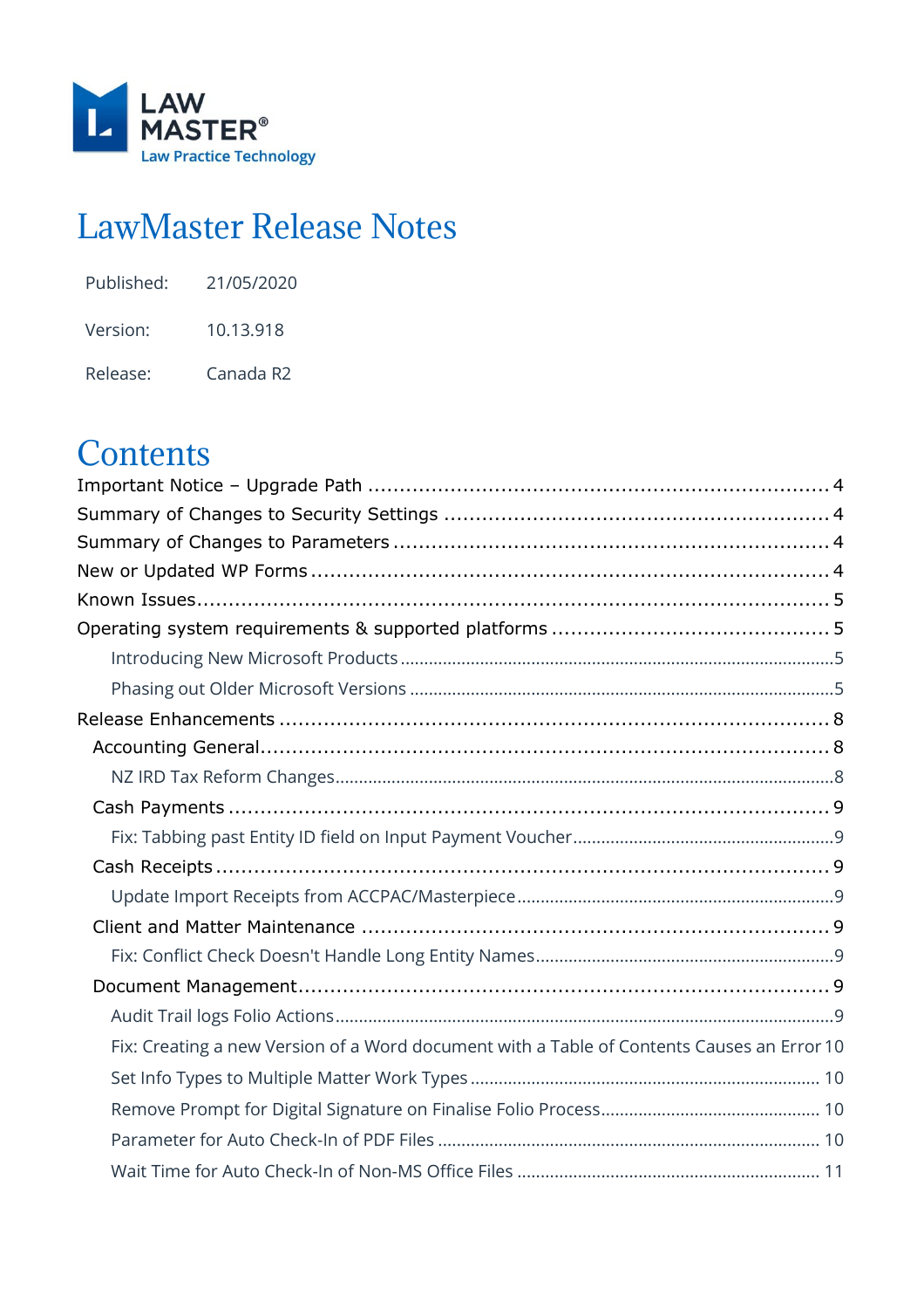LAW MASTER®
Law Practice Technology

# LawMaster Release Notes

| Published: | 21/05/2020 |
|---|---|
| Version: | 10.13.918 |
| Release: | Canada R2 |

# Contents

- Important Notice – Upgrade Path ... 4
- Summary of Changes to Security Settings ... 4
- Summary of Changes to Parameters ... 4
- New or Updated WP Forms ... 4
- Known Issues ... 5
- Operating system requirements & supported platforms ... 5
  - Introducing New Microsoft Products ... 5
  - Phasing out Older Microsoft Versions ... 5
- Release Enhancements ... 8
  - Accounting General ... 8
    - NZ IRD Tax Reform Changes ... 8
  - Cash Payments ... 9
    - Fix: Tabbing past Entity ID field on Input Payment Voucher ... 9
  - Cash Receipts ... 9
    - Update Import Receipts from ACCPAC/Masterpiece ... 9
  - Client and Matter Maintenance ... 9
    - Fix: Conflict Check Doesn't Handle Long Entity Names ... 9
  - Document Management ... 9
    - Audit Trail logs Folio Actions ... 9
    - Fix: Creating a new Version of a Word document with a Table of Contents Causes an Error 10
    - Set Info Types to Multiple Matter Work Types ... 10
    - Remove Prompt for Digital Signature on Finalise Folio Process ... 10
    - Parameter for Auto Check-In of PDF Files ... 10
    - Wait Time for Auto Check-In of Non-MS Office Files ... 11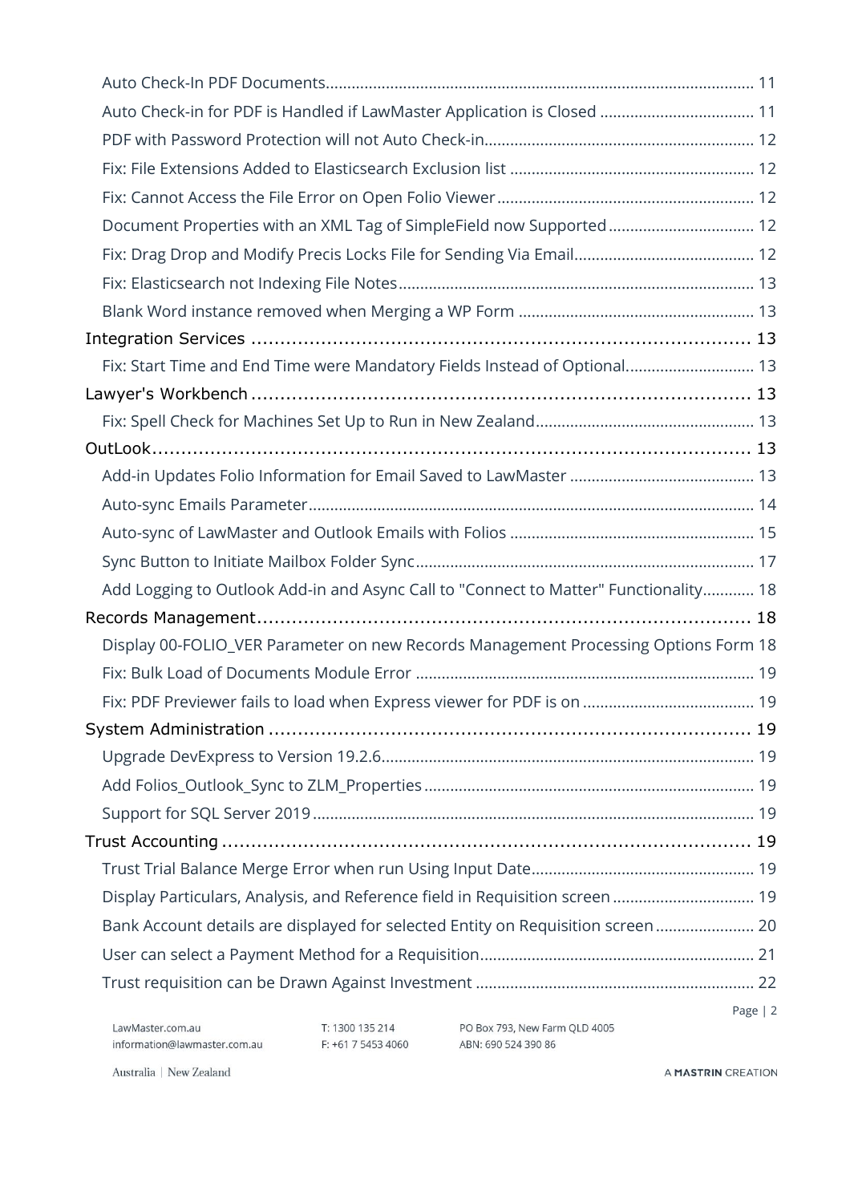- Auto Check-In PDF Documents ........ 11
- Auto Check-in for PDF is Handled if LawMaster Application is Closed ........ 11
- PDF with Password Protection will not Auto Check-in ........ 12
- Fix: File Extensions Added to Elasticsearch Exclusion list ........ 12
- Fix: Cannot Access the File Error on Open Folio Viewer ........ 12
- Document Properties with an XML Tag of SimpleField now Supported ........ 12
- Fix: Drag Drop and Modify Precis Locks File for Sending Via Email ........ 12
- Fix: Elasticsearch not Indexing File Notes ........ 13
- Blank Word instance removed when Merging a WP Form ........ 13

Integration Services ........ 13

- Fix: Start Time and End Time were Mandatory Fields Instead of Optional ........ 13

Lawyer's Workbench ........ 13

- Fix: Spell Check for Machines Set Up to Run in New Zealand ........ 13

OutLook ........ 13

- Add-in Updates Folio Information for Email Saved to LawMaster ........ 13
- Auto-sync Emails Parameter ........ 14
- Auto-sync of LawMaster and Outlook Emails with Folios ........ 15
- Sync Button to Initiate Mailbox Folder Sync ........ 17
- Add Logging to Outlook Add-in and Async Call to "Connect to Matter" Functionality ........ 18

Records Management ........ 18

- Display 00-FOLIO_VER Parameter on new Records Management Processing Options Form 18
- Fix: Bulk Load of Documents Module Error ........ 19
- Fix: PDF Previewer fails to load when Express viewer for PDF is on ........ 19

System Administration ........ 19

- Upgrade DevExpress to Version 19.2.6 ........ 19
- Add Folios_Outlook_Sync to ZLM_Properties ........ 19
- Support for SQL Server 2019 ........ 19

Trust Accounting ........ 19

- Trust Trial Balance Merge Error when run Using Input Date ........ 19
- Display Particulars, Analysis, and Reference field in Requisition screen ........ 19
- Bank Account details are displayed for selected Entity on Requisition screen ........ 20
- User can select a Payment Method for a Requisition ........ 21
- Trust requisition can be Drawn Against Investment ........ 22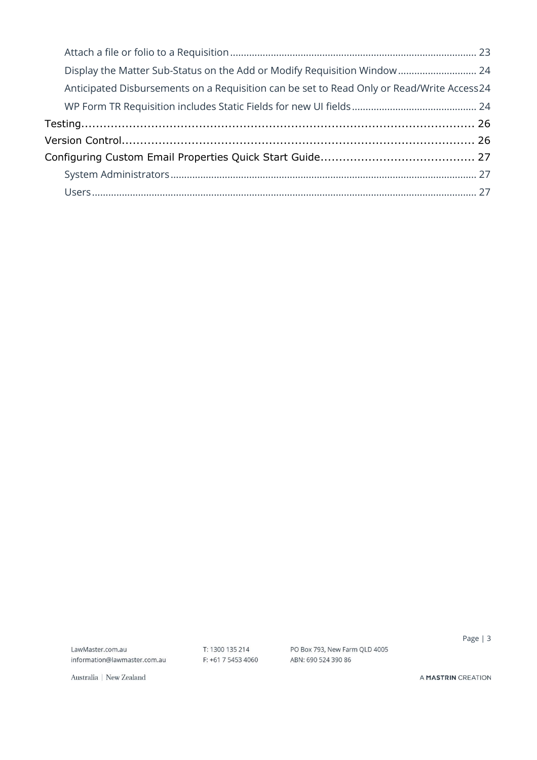- Attach a file or folio to a Requisition ........ 23
- Display the Matter Sub-Status on the Add or Modify Requisition Window ........ 24
- Anticipated Disbursements on a Requisition can be set to Read Only or Read/Write Access 24
- WP Form TR Requisition includes Static Fields for new UI fields ........ 24

Testing ........ 26

Version Control ........ 26

Configuring Custom Email Properties Quick Start Guide ........ 27

- System Administrators ........ 27
- Users ........ 27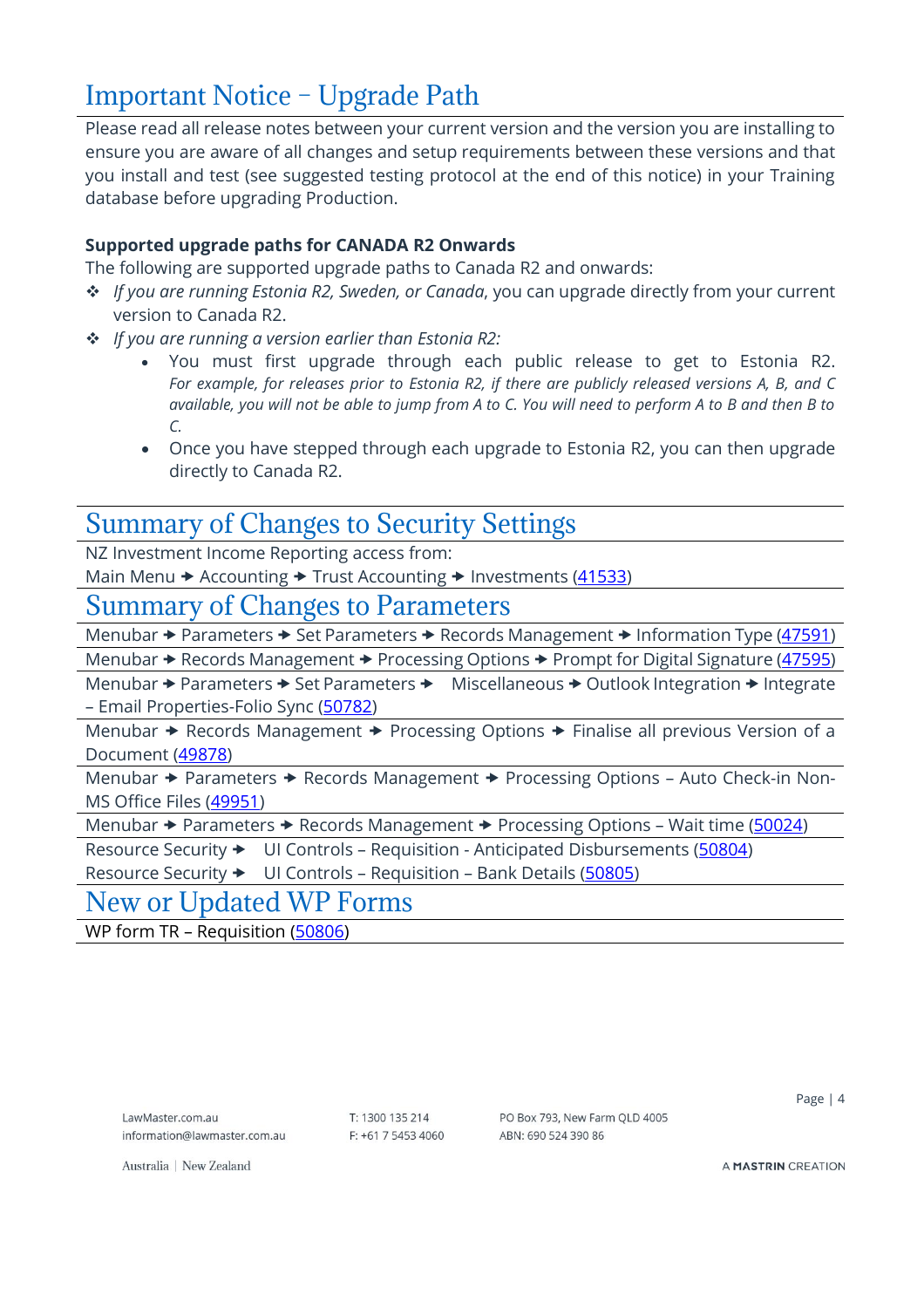# Important Notice – Upgrade Path

Please read all release notes between your current version and the version you are installing to ensure you are aware of all changes and setup requirements between these versions and that you install and test (see suggested testing protocol at the end of this notice) in your Training database before upgrading Production.

**Supported upgrade paths for CANADA R2 Onwards**

The following are supported upgrade paths to Canada R2 and onwards:

- *If you are running Estonia R2, Sweden, or Canada*, you can upgrade directly from your current version to Canada R2.
- *If you are running a version earlier than Estonia R2:*
  - You must first upgrade through each public release to get to Estonia R2. *For example, for releases prior to Estonia R2, if there are publicly released versions A, B, and C available, you will not be able to jump from A to C. You will need to perform A to B and then B to C.*
  - Once you have stepped through each upgrade to Estonia R2, you can then upgrade directly to Canada R2.

# Summary of Changes to Security Settings

NZ Investment Income Reporting access from:
Main Menu → Accounting → Trust Accounting → Investments (41533)

# Summary of Changes to Parameters

Menubar → Parameters → Set Parameters → Records Management → Information Type (47591)

Menubar → Records Management → Processing Options → Prompt for Digital Signature (47595)

Menubar → Parameters → Set Parameters → Miscellaneous → Outlook Integration → Integrate – Email Properties-Folio Sync (50782)

Menubar → Records Management → Processing Options → Finalise all previous Version of a Document (49878)

Menubar → Parameters → Records Management → Processing Options – Auto Check-in Non-MS Office Files (49951)

Menubar → Parameters → Records Management → Processing Options – Wait time (50024)

Resource Security → UI Controls – Requisition - Anticipated Disbursements (50804)
Resource Security → UI Controls – Requisition – Bank Details (50805)

# New or Updated WP Forms

WP form TR – Requisition (50806)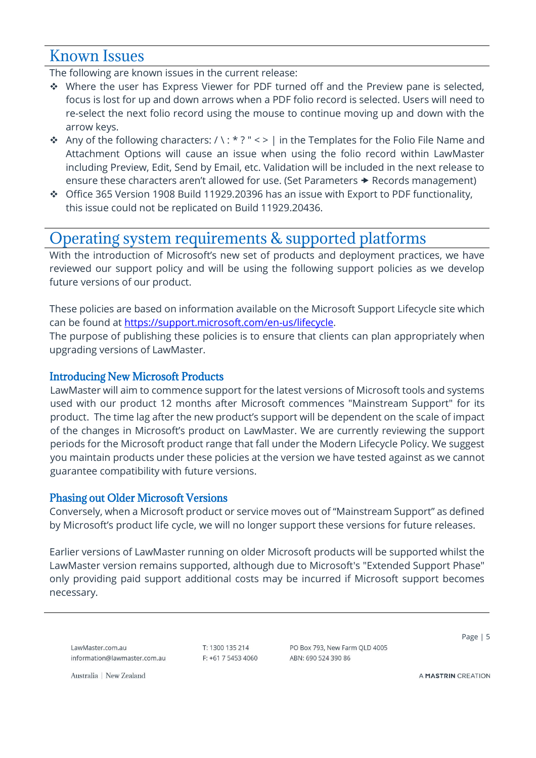# Known Issues

The following are known issues in the current release:

- Where the user has Express Viewer for PDF turned off and the Preview pane is selected, focus is lost for up and down arrows when a PDF folio record is selected. Users will need to re-select the next folio record using the mouse to continue moving up and down with the arrow keys.
- Any of the following characters: / \ : * ? " < > | in the Templates for the Folio File Name and Attachment Options will cause an issue when using the folio record within LawMaster including Preview, Edit, Send by Email, etc. Validation will be included in the next release to ensure these characters aren't allowed for use. (Set Parameters → Records management)
- Office 365 Version 1908 Build 11929.20396 has an issue with Export to PDF functionality, this issue could not be replicated on Build 11929.20436.

# Operating system requirements & supported platforms

With the introduction of Microsoft's new set of products and deployment practices, we have reviewed our support policy and will be using the following support policies as we develop future versions of our product.

These policies are based on information available on the Microsoft Support Lifecycle site which can be found at [https://support.microsoft.com/en-us/lifecycle](https://support.microsoft.com/en-us/lifecycle).
The purpose of publishing these policies is to ensure that clients can plan appropriately when upgrading versions of LawMaster.

## Introducing New Microsoft Products

LawMaster will aim to commence support for the latest versions of Microsoft tools and systems used with our product 12 months after Microsoft commences "Mainstream Support" for its product. The time lag after the new product's support will be dependent on the scale of impact of the changes in Microsoft's product on LawMaster. We are currently reviewing the support periods for the Microsoft product range that fall under the Modern Lifecycle Policy. We suggest you maintain products under these policies at the version we have tested against as we cannot guarantee compatibility with future versions.

## Phasing out Older Microsoft Versions

Conversely, when a Microsoft product or service moves out of "Mainstream Support" as defined by Microsoft's product life cycle, we will no longer support these versions for future releases.

Earlier versions of LawMaster running on older Microsoft products will be supported whilst the LawMaster version remains supported, although due to Microsoft's "Extended Support Phase" only providing paid support additional costs may be incurred if Microsoft support becomes necessary.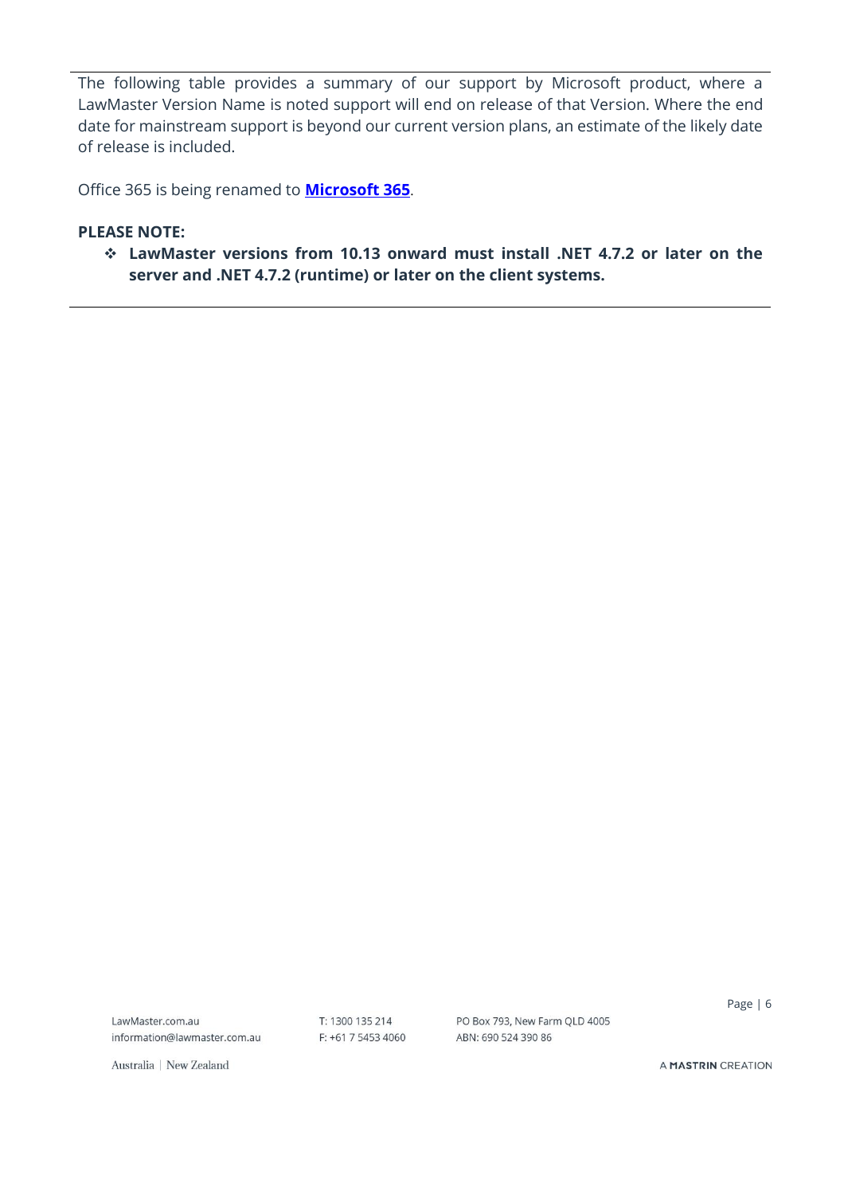The following table provides a summary of our support by Microsoft product, where a LawMaster Version Name is noted support will end on release of that Version. Where the end date for mainstream support is beyond our current version plans, an estimate of the likely date of release is included.

Office 365 is being renamed to **Microsoft 365**.

**PLEASE NOTE:**

- **LawMaster versions from 10.13 onward must install .NET 4.7.2 or later on the server and .NET 4.7.2 (runtime) or later on the client systems.**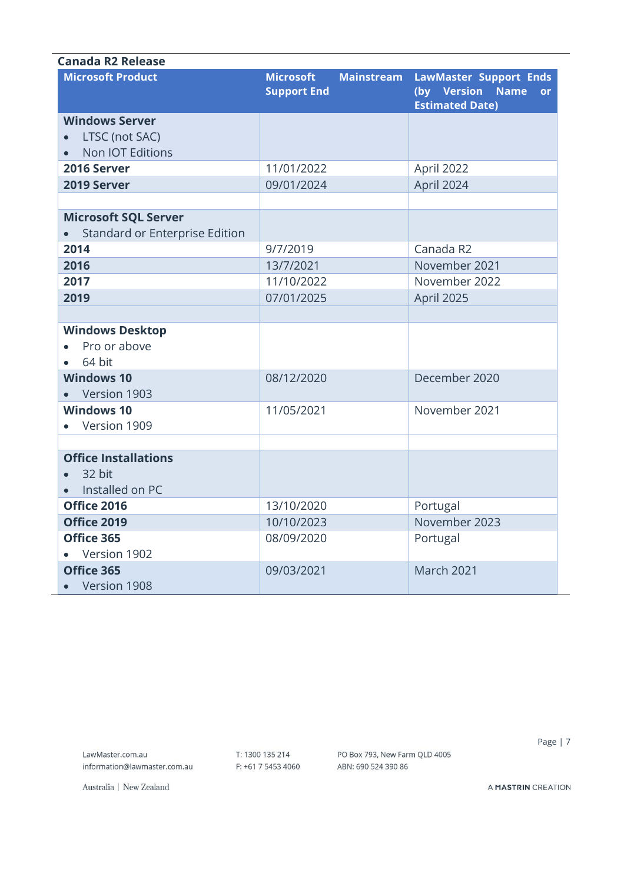**Canada R2 Release**

| Microsoft Product | Microsoft Mainstream Support End | LawMaster Support Ends (by Version Name or Estimated Date) |
|---|---|---|
| **Windows Server**<br>• LTSC (not SAC)<br>• Non IOT Editions | | |
| **2016 Server** | 11/01/2022 | April 2022 |
| **2019 Server** | 09/01/2024 | April 2024 |
| | | |
| **Microsoft SQL Server**<br>• Standard or Enterprise Edition | | |
| **2014** | 9/7/2019 | Canada R2 |
| **2016** | 13/7/2021 | November 2021 |
| **2017** | 11/10/2022 | November 2022 |
| **2019** | 07/01/2025 | April 2025 |
| | | |
| **Windows Desktop**<br>• Pro or above<br>• 64 bit | | |
| **Windows 10**<br>• Version 1903 | 08/12/2020 | December 2020 |
| **Windows 10**<br>• Version 1909 | 11/05/2021 | November 2021 |
| | | |
| **Office Installations**<br>• 32 bit<br>• Installed on PC | | |
| **Office 2016** | 13/10/2020 | Portugal |
| **Office 2019** | 10/10/2023 | November 2023 |
| **Office 365**<br>• Version 1902 | 08/09/2020 | Portugal |
| **Office 365**<br>• Version 1908 | 09/03/2021 | March 2021 |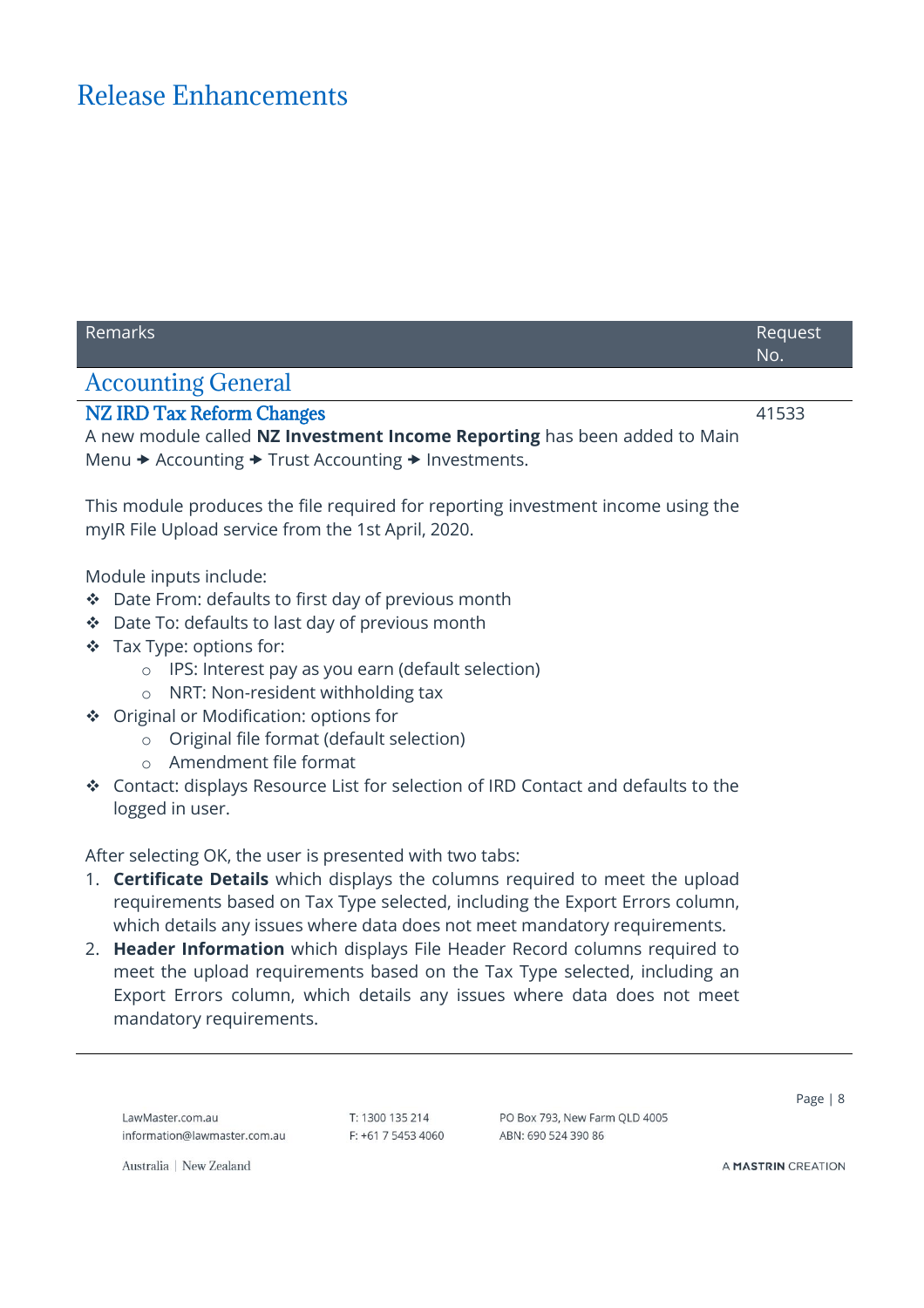# Release Enhancements

| Remarks | Request No. |
|---|---|

## Accounting General

### NZ IRD Tax Reform Changes

41533

A new module called **NZ Investment Income Reporting** has been added to Main Menu → Accounting → Trust Accounting → Investments.

This module produces the file required for reporting investment income using the myIR File Upload service from the 1st April, 2020.

Module inputs include:

- Date From: defaults to first day of previous month
- Date To: defaults to last day of previous month
- Tax Type: options for:
  - IPS: Interest pay as you earn (default selection)
  - NRT: Non-resident withholding tax
- Original or Modification: options for
  - Original file format (default selection)
  - Amendment file format
- Contact: displays Resource List for selection of IRD Contact and defaults to the logged in user.

After selecting OK, the user is presented with two tabs:

1. **Certificate Details** which displays the columns required to meet the upload requirements based on Tax Type selected, including the Export Errors column, which details any issues where data does not meet mandatory requirements.
2. **Header Information** which displays File Header Record columns required to meet the upload requirements based on the Tax Type selected, including an Export Errors column, which details any issues where data does not meet mandatory requirements.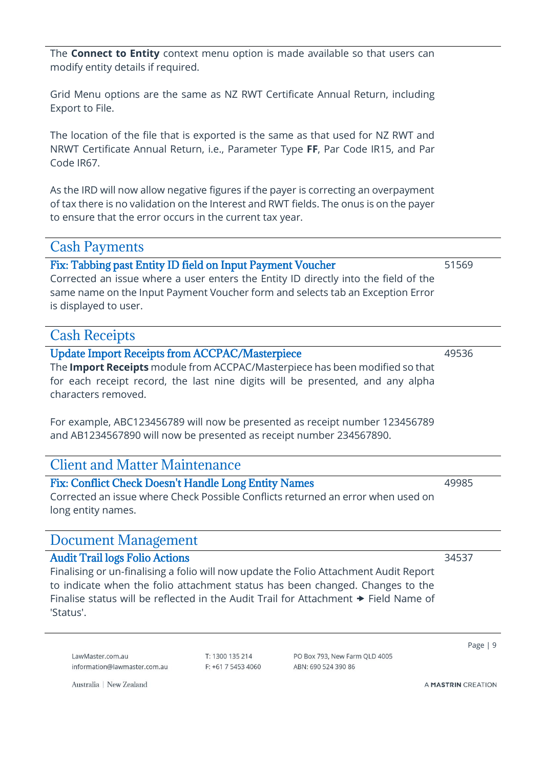The **Connect to Entity** context menu option is made available so that users can modify entity details if required.

Grid Menu options are the same as NZ RWT Certificate Annual Return, including Export to File.

The location of the file that is exported is the same as that used for NZ RWT and NRWT Certificate Annual Return, i.e., Parameter Type **FF**, Par Code IR15, and Par Code IR67.

As the IRD will now allow negative figures if the payer is correcting an overpayment of tax there is no validation on the Interest and RWT fields. The onus is on the payer to ensure that the error occurs in the current tax year.

## Cash Payments

### Fix: Tabbing past Entity ID field on Input Payment Voucher

51569

Corrected an issue where a user enters the Entity ID directly into the field of the same name on the Input Payment Voucher form and selects tab an Exception Error is displayed to user.

## Cash Receipts

### Update Import Receipts from ACCPAC/Masterpiece

49536

The **Import Receipts** module from ACCPAC/Masterpiece has been modified so that for each receipt record, the last nine digits will be presented, and any alpha characters removed.

For example, ABC123456789 will now be presented as receipt number 123456789 and AB1234567890 will now be presented as receipt number 234567890.

## Client and Matter Maintenance

### Fix: Conflict Check Doesn't Handle Long Entity Names

49985

Corrected an issue where Check Possible Conflicts returned an error when used on long entity names.

## Document Management

### Audit Trail logs Folio Actions

34537

Finalising or un-finalising a folio will now update the Folio Attachment Audit Report to indicate when the folio attachment status has been changed. Changes to the Finalise status will be reflected in the Audit Trail for Attachment ➔ Field Name of 'Status'.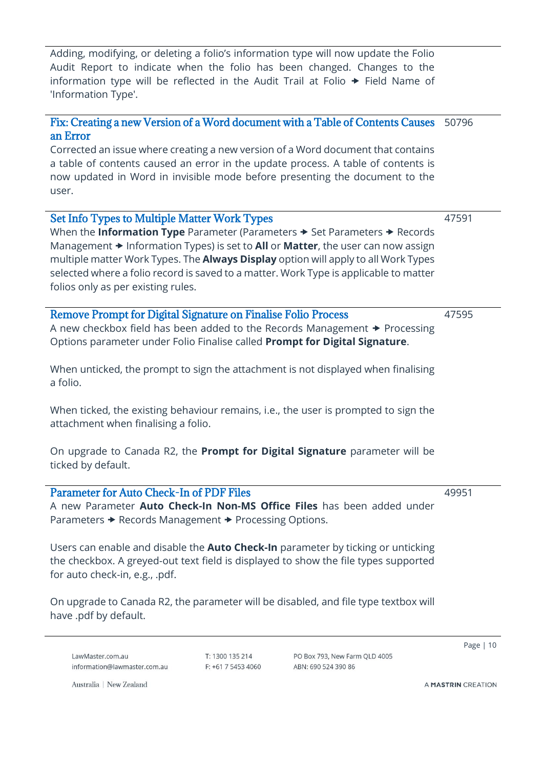Adding, modifying, or deleting a folio's information type will now update the Folio Audit Report to indicate when the folio has been changed. Changes to the information type will be reflected in the Audit Trail at Folio → Field Name of 'Information Type'.

### Fix: Creating a new Version of a Word document with a Table of Contents Causes an Error

50796

Corrected an issue where creating a new version of a Word document that contains a table of contents caused an error in the update process. A table of contents is now updated in Word in invisible mode before presenting the document to the user.

### Set Info Types to Multiple Matter Work Types

47591

When the **Information Type** Parameter (Parameters → Set Parameters → Records Management → Information Types) is set to **All** or **Matter**, the user can now assign multiple matter Work Types. The **Always Display** option will apply to all Work Types selected where a folio record is saved to a matter. Work Type is applicable to matter folios only as per existing rules.

### Remove Prompt for Digital Signature on Finalise Folio Process

47595

A new checkbox field has been added to the Records Management → Processing Options parameter under Folio Finalise called **Prompt for Digital Signature**.

When unticked, the prompt to sign the attachment is not displayed when finalising a folio.

When ticked, the existing behaviour remains, i.e., the user is prompted to sign the attachment when finalising a folio.

On upgrade to Canada R2, the **Prompt for Digital Signature** parameter will be ticked by default.

### Parameter for Auto Check-In of PDF Files

49951

A new Parameter **Auto Check-In Non-MS Office Files** has been added under Parameters → Records Management → Processing Options.

Users can enable and disable the **Auto Check-In** parameter by ticking or unticking the checkbox. A greyed-out text field is displayed to show the file types supported for auto check-in, e.g., .pdf.

On upgrade to Canada R2, the parameter will be disabled, and file type textbox will have .pdf by default.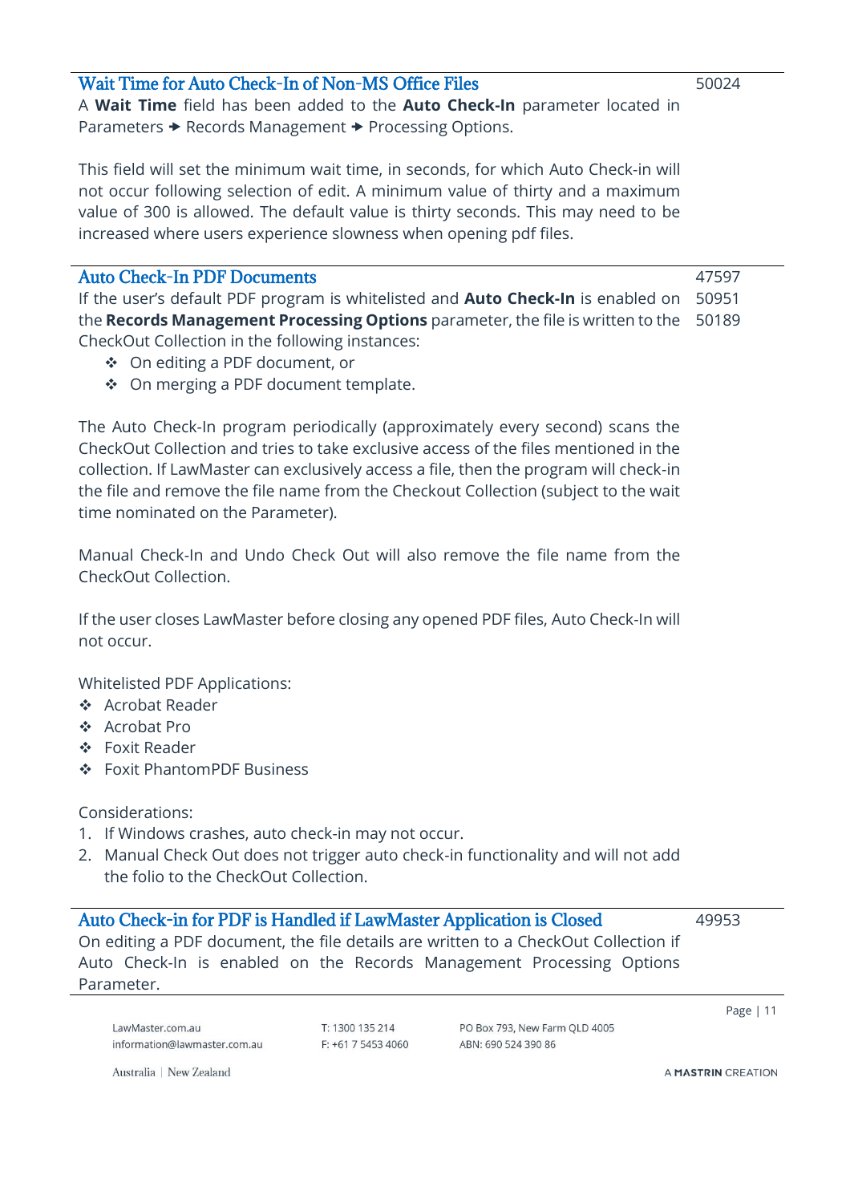### Wait Time for Auto Check-In of Non-MS Office Files

50024

A **Wait Time** field has been added to the **Auto Check-In** parameter located in Parameters ➔ Records Management ➔ Processing Options.

This field will set the minimum wait time, in seconds, for which Auto Check-in will not occur following selection of edit. A minimum value of thirty and a maximum value of 300 is allowed. The default value is thirty seconds. This may need to be increased where users experience slowness when opening pdf files.

### Auto Check-In PDF Documents

47597
50951
50189

If the user's default PDF program is whitelisted and **Auto Check-In** is enabled on the **Records Management Processing Options** parameter, the file is written to the CheckOut Collection in the following instances:

- On editing a PDF document, or
- On merging a PDF document template.

The Auto Check-In program periodically (approximately every second) scans the CheckOut Collection and tries to take exclusive access of the files mentioned in the collection. If LawMaster can exclusively access a file, then the program will check-in the file and remove the file name from the Checkout Collection (subject to the wait time nominated on the Parameter).

Manual Check-In and Undo Check Out will also remove the file name from the CheckOut Collection.

If the user closes LawMaster before closing any opened PDF files, Auto Check-In will not occur.

Whitelisted PDF Applications:

- Acrobat Reader
- Acrobat Pro
- Foxit Reader
- Foxit PhantomPDF Business

Considerations:

1. If Windows crashes, auto check-in may not occur.
2. Manual Check Out does not trigger auto check-in functionality and will not add the folio to the CheckOut Collection.

### Auto Check-in for PDF is Handled if LawMaster Application is Closed

49953

On editing a PDF document, the file details are written to a CheckOut Collection if Auto Check-In is enabled on the Records Management Processing Options Parameter.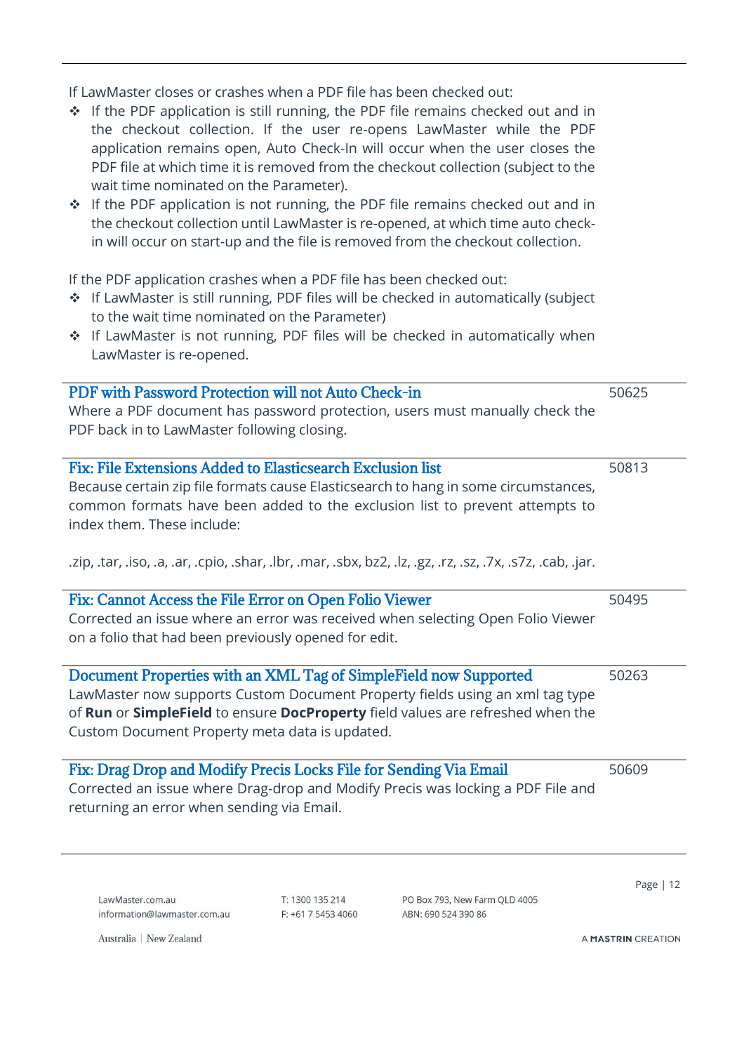If LawMaster closes or crashes when a PDF file has been checked out:

- If the PDF application is still running, the PDF file remains checked out and in the checkout collection. If the user re-opens LawMaster while the PDF application remains open, Auto Check-In will occur when the user closes the PDF file at which time it is removed from the checkout collection (subject to the wait time nominated on the Parameter).
- If the PDF application is not running, the PDF file remains checked out and in the checkout collection until LawMaster is re-opened, at which time auto check-in will occur on start-up and the file is removed from the checkout collection.

If the PDF application crashes when a PDF file has been checked out:

- If LawMaster is still running, PDF files will be checked in automatically (subject to the wait time nominated on the Parameter)
- If LawMaster is not running, PDF files will be checked in automatically when LawMaster is re-opened.

---

### PDF with Password Protection will not Auto Check-in — 50625

Where a PDF document has password protection, users must manually check the PDF back in to LawMaster following closing.

---

### Fix: File Extensions Added to Elasticsearch Exclusion list — 50813

Because certain zip file formats cause Elasticsearch to hang in some circumstances, common formats have been added to the exclusion list to prevent attempts to index them. These include:

.zip, .tar, .iso, .a, .ar, .cpio, .shar, .lbr, .mar, .sbx, bz2, .lz, .gz, .rz, .sz, .7x, .s7z, .cab, .jar.

---

### Fix: Cannot Access the File Error on Open Folio Viewer — 50495

Corrected an issue where an error was received when selecting Open Folio Viewer on a folio that had been previously opened for edit.

---

### Document Properties with an XML Tag of SimpleField now Supported — 50263

LawMaster now supports Custom Document Property fields using an xml tag type of **Run** or **SimpleField** to ensure **DocProperty** field values are refreshed when the Custom Document Property meta data is updated.

---

### Fix: Drag Drop and Modify Precis Locks File for Sending Via Email — 50609

Corrected an issue where Drag-drop and Modify Precis was locking a PDF File and returning an error when sending via Email.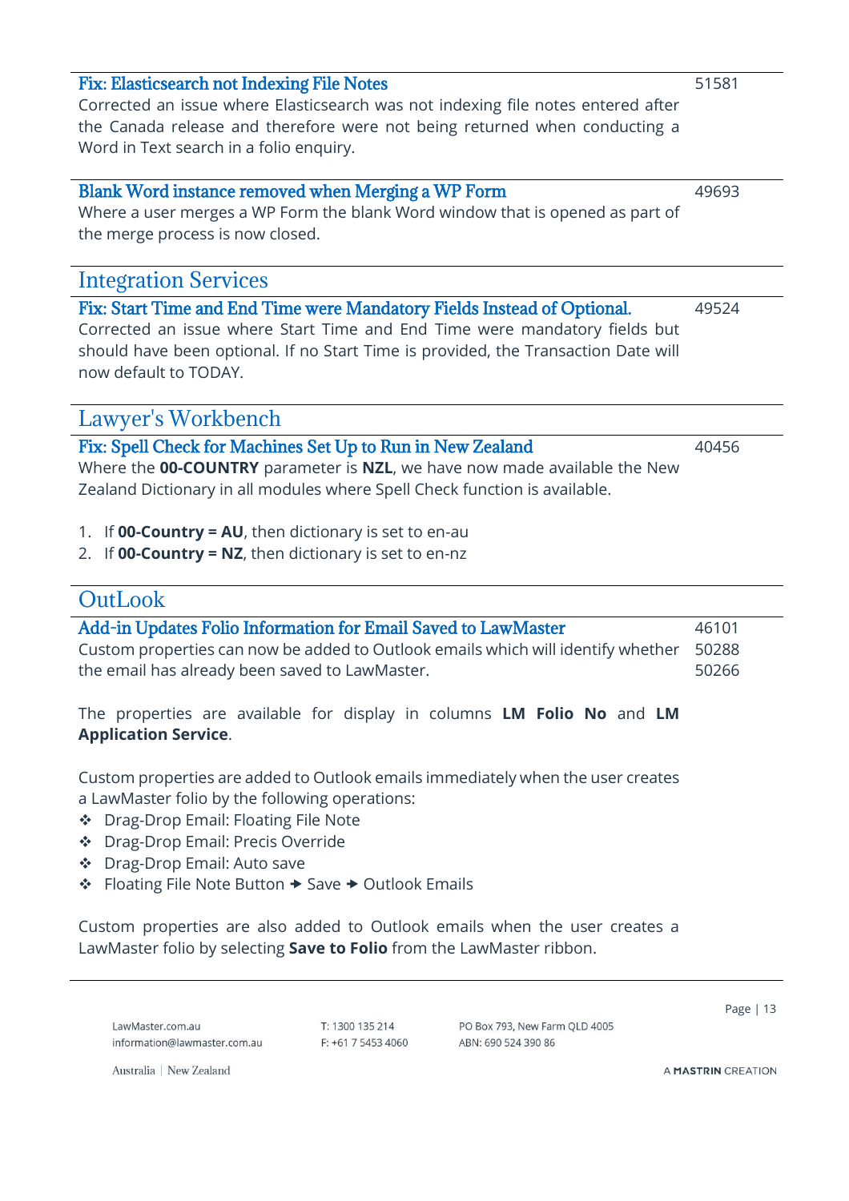### Fix: Elasticsearch not Indexing File Notes

51581

Corrected an issue where Elasticsearch was not indexing file notes entered after the Canada release and therefore were not being returned when conducting a Word in Text search in a folio enquiry.

### Blank Word instance removed when Merging a WP Form

49693

Where a user merges a WP Form the blank Word window that is opened as part of the merge process is now closed.

## Integration Services

### Fix: Start Time and End Time were Mandatory Fields Instead of Optional.

49524

Corrected an issue where Start Time and End Time were mandatory fields but should have been optional. If no Start Time is provided, the Transaction Date will now default to TODAY.

## Lawyer's Workbench

### Fix: Spell Check for Machines Set Up to Run in New Zealand

40456

Where the **00-COUNTRY** parameter is **NZL**, we have now made available the New Zealand Dictionary in all modules where Spell Check function is available.

1. If **00-Country = AU**, then dictionary is set to en-au
2. If **00-Country = NZ**, then dictionary is set to en-nz

## OutLook

### Add-in Updates Folio Information for Email Saved to LawMaster

46101
50288
50266

Custom properties can now be added to Outlook emails which will identify whether the email has already been saved to LawMaster.

The properties are available for display in columns **LM Folio No** and **LM Application Service**.

Custom properties are added to Outlook emails immediately when the user creates a LawMaster folio by the following operations:

- Drag-Drop Email: Floating File Note
- Drag-Drop Email: Precis Override
- Drag-Drop Email: Auto save
- Floating File Note Button → Save → Outlook Emails

Custom properties are also added to Outlook emails when the user creates a LawMaster folio by selecting **Save to Folio** from the LawMaster ribbon.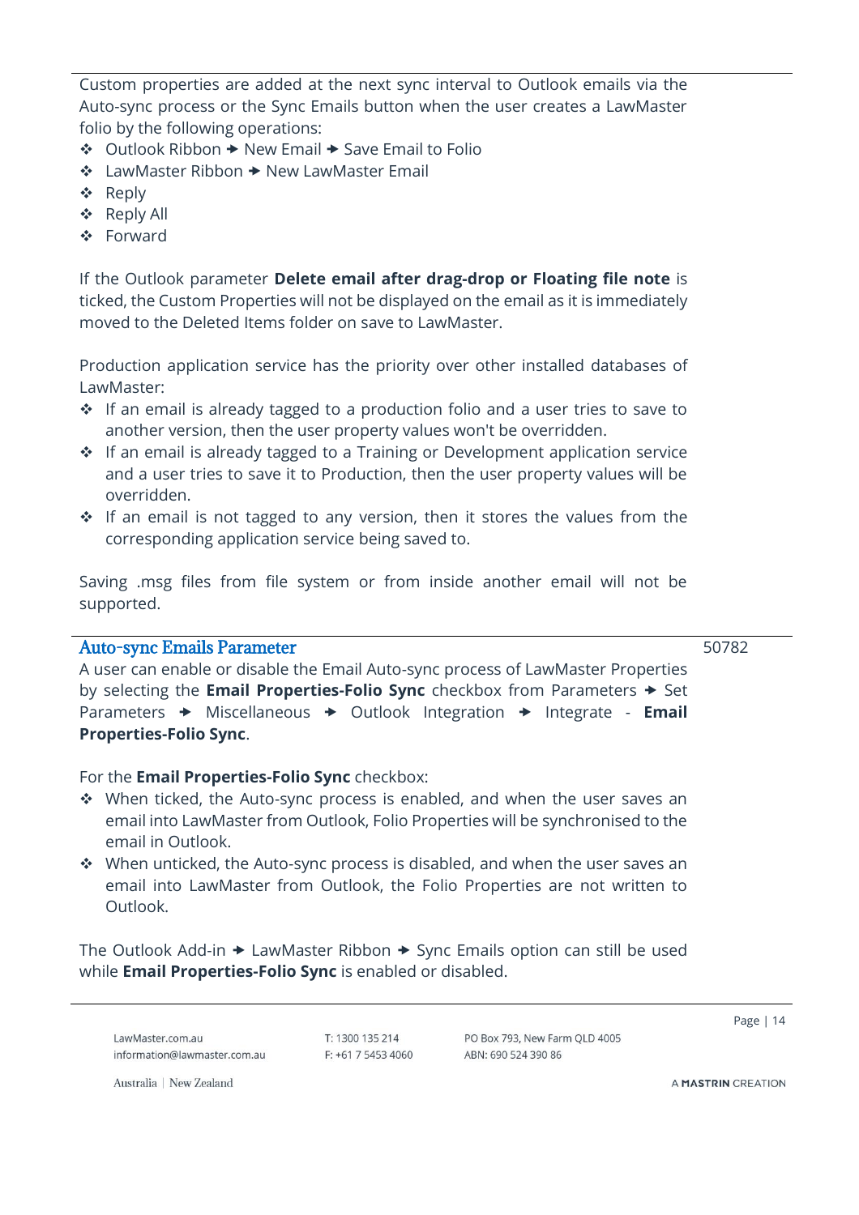Custom properties are added at the next sync interval to Outlook emails via the Auto-sync process or the Sync Emails button when the user creates a LawMaster folio by the following operations:

- Outlook Ribbon → New Email → Save Email to Folio
- LawMaster Ribbon → New LawMaster Email
- Reply
- Reply All
- Forward

If the Outlook parameter **Delete email after drag-drop or Floating file note** is ticked, the Custom Properties will not be displayed on the email as it is immediately moved to the Deleted Items folder on save to LawMaster.

Production application service has the priority over other installed databases of LawMaster:

- If an email is already tagged to a production folio and a user tries to save to another version, then the user property values won't be overridden.
- If an email is already tagged to a Training or Development application service and a user tries to save it to Production, then the user property values will be overridden.
- If an email is not tagged to any version, then it stores the values from the corresponding application service being saved to.

Saving .msg files from file system or from inside another email will not be supported.

## Auto-sync Emails Parameter

50782

A user can enable or disable the Email Auto-sync process of LawMaster Properties by selecting the **Email Properties-Folio Sync** checkbox from Parameters → Set Parameters → Miscellaneous → Outlook Integration → Integrate - **Email Properties-Folio Sync**.

For the **Email Properties-Folio Sync** checkbox:

- When ticked, the Auto-sync process is enabled, and when the user saves an email into LawMaster from Outlook, Folio Properties will be synchronised to the email in Outlook.
- When unticked, the Auto-sync process is disabled, and when the user saves an email into LawMaster from Outlook, the Folio Properties are not written to Outlook.

The Outlook Add-in → LawMaster Ribbon → Sync Emails option can still be used while **Email Properties-Folio Sync** is enabled or disabled.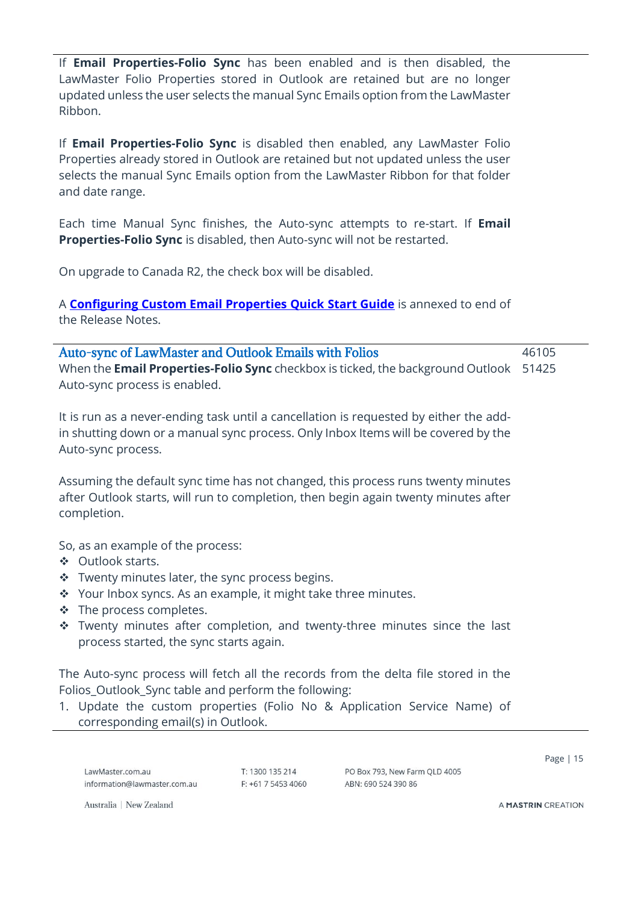If **Email Properties-Folio Sync** has been enabled and is then disabled, the LawMaster Folio Properties stored in Outlook are retained but are no longer updated unless the user selects the manual Sync Emails option from the LawMaster Ribbon.

If **Email Properties-Folio Sync** is disabled then enabled, any LawMaster Folio Properties already stored in Outlook are retained but not updated unless the user selects the manual Sync Emails option from the LawMaster Ribbon for that folder and date range.

Each time Manual Sync finishes, the Auto-sync attempts to re-start. If **Email Properties-Folio Sync** is disabled, then Auto-sync will not be restarted.

On upgrade to Canada R2, the check box will be disabled.

A **Configuring Custom Email Properties Quick Start Guide** is annexed to end of the Release Notes.

## Auto-sync of LawMaster and Outlook Emails with Folios

46105
51425

When the **Email Properties-Folio Sync** checkbox is ticked, the background Outlook Auto-sync process is enabled.

It is run as a never-ending task until a cancellation is requested by either the add-in shutting down or a manual sync process. Only Inbox Items will be covered by the Auto-sync process.

Assuming the default sync time has not changed, this process runs twenty minutes after Outlook starts, will run to completion, then begin again twenty minutes after completion.

So, as an example of the process:

- Outlook starts.
- Twenty minutes later, the sync process begins.
- Your Inbox syncs. As an example, it might take three minutes.
- The process completes.
- Twenty minutes after completion, and twenty-three minutes since the last process started, the sync starts again.

The Auto-sync process will fetch all the records from the delta file stored in the Folios_Outlook_Sync table and perform the following:

1. Update the custom properties (Folio No & Application Service Name) of corresponding email(s) in Outlook.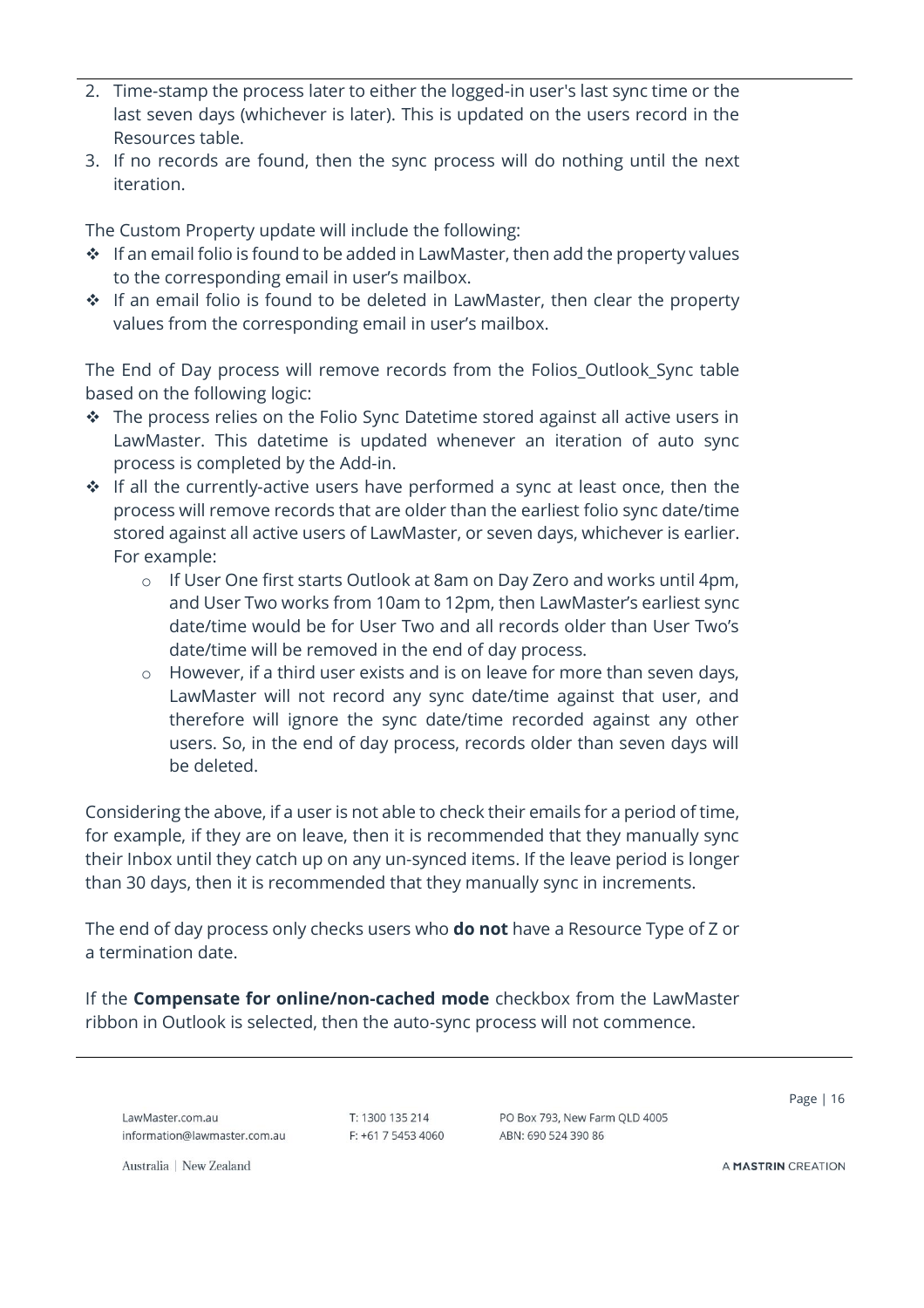2. Time-stamp the process later to either the logged-in user's last sync time or the last seven days (whichever is later). This is updated on the users record in the Resources table.
3. If no records are found, then the sync process will do nothing until the next iteration.

The Custom Property update will include the following:

- If an email folio is found to be added in LawMaster, then add the property values to the corresponding email in user's mailbox.
- If an email folio is found to be deleted in LawMaster, then clear the property values from the corresponding email in user's mailbox.

The End of Day process will remove records from the Folios_Outlook_Sync table based on the following logic:

- The process relies on the Folio Sync Datetime stored against all active users in LawMaster. This datetime is updated whenever an iteration of auto sync process is completed by the Add-in.
- If all the currently-active users have performed a sync at least once, then the process will remove records that are older than the earliest folio sync date/time stored against all active users of LawMaster, or seven days, whichever is earlier. For example:
  - If User One first starts Outlook at 8am on Day Zero and works until 4pm, and User Two works from 10am to 12pm, then LawMaster's earliest sync date/time would be for User Two and all records older than User Two's date/time will be removed in the end of day process.
  - However, if a third user exists and is on leave for more than seven days, LawMaster will not record any sync date/time against that user, and therefore will ignore the sync date/time recorded against any other users. So, in the end of day process, records older than seven days will be deleted.

Considering the above, if a user is not able to check their emails for a period of time, for example, if they are on leave, then it is recommended that they manually sync their Inbox until they catch up on any un-synced items. If the leave period is longer than 30 days, then it is recommended that they manually sync in increments.

The end of day process only checks users who **do not** have a Resource Type of Z or a termination date.

If the **Compensate for online/non-cached mode** checkbox from the LawMaster ribbon in Outlook is selected, then the auto-sync process will not commence.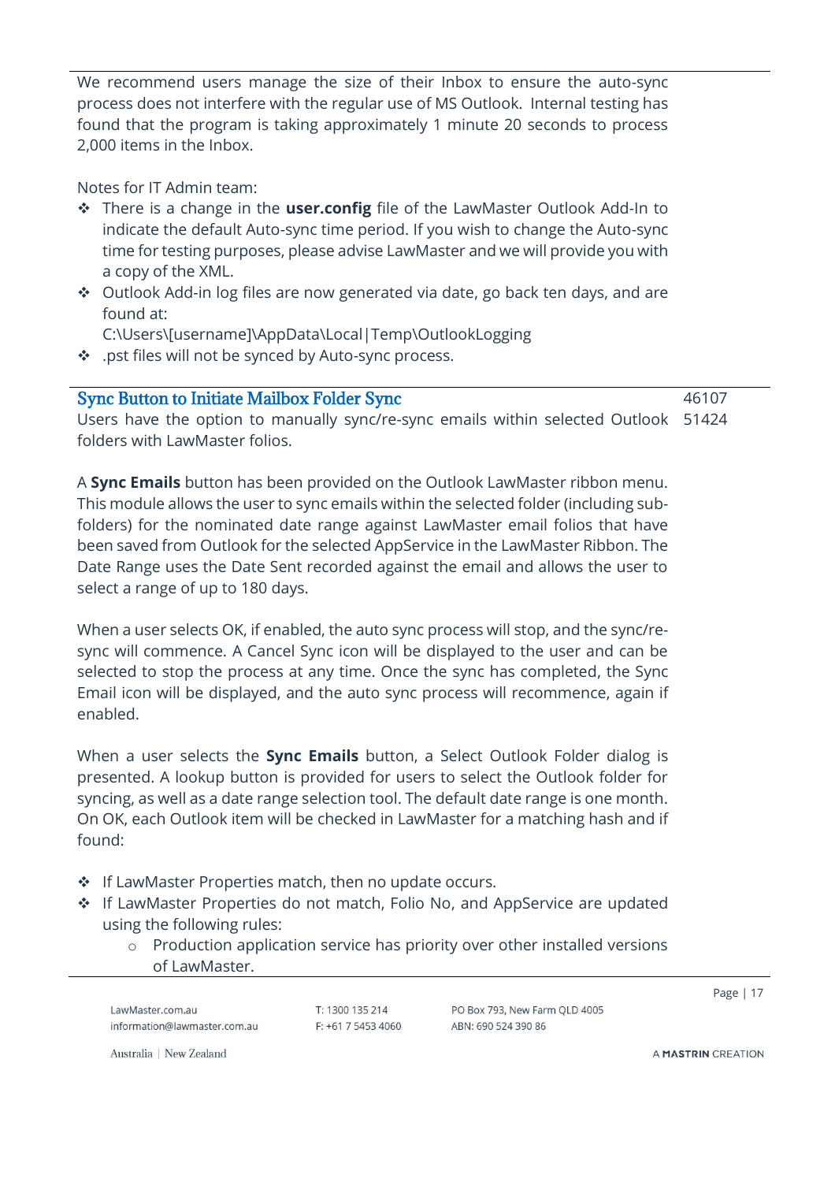We recommend users manage the size of their Inbox to ensure the auto-sync process does not interfere with the regular use of MS Outlook. Internal testing has found that the program is taking approximately 1 minute 20 seconds to process 2,000 items in the Inbox.

Notes for IT Admin team:

- There is a change in the **user.config** file of the LawMaster Outlook Add-In to indicate the default Auto-sync time period. If you wish to change the Auto-sync time for testing purposes, please advise LawMaster and we will provide you with a copy of the XML.
- Outlook Add-in log files are now generated via date, go back ten days, and are found at:
  C:\Users\[username]\AppData\Local|Temp\OutlookLogging
- .pst files will not be synced by Auto-sync process.

## Sync Button to Initiate Mailbox Folder Sync

46107
51424

Users have the option to manually sync/re-sync emails within selected Outlook folders with LawMaster folios.

A **Sync Emails** button has been provided on the Outlook LawMaster ribbon menu. This module allows the user to sync emails within the selected folder (including sub-folders) for the nominated date range against LawMaster email folios that have been saved from Outlook for the selected AppService in the LawMaster Ribbon. The Date Range uses the Date Sent recorded against the email and allows the user to select a range of up to 180 days.

When a user selects OK, if enabled, the auto sync process will stop, and the sync/re-sync will commence. A Cancel Sync icon will be displayed to the user and can be selected to stop the process at any time. Once the sync has completed, the Sync Email icon will be displayed, and the auto sync process will recommence, again if enabled.

When a user selects the **Sync Emails** button, a Select Outlook Folder dialog is presented. A lookup button is provided for users to select the Outlook folder for syncing, as well as a date range selection tool. The default date range is one month. On OK, each Outlook item will be checked in LawMaster for a matching hash and if found:

- If LawMaster Properties match, then no update occurs.
- If LawMaster Properties do not match, Folio No, and AppService are updated using the following rules:
  - Production application service has priority over other installed versions of LawMaster.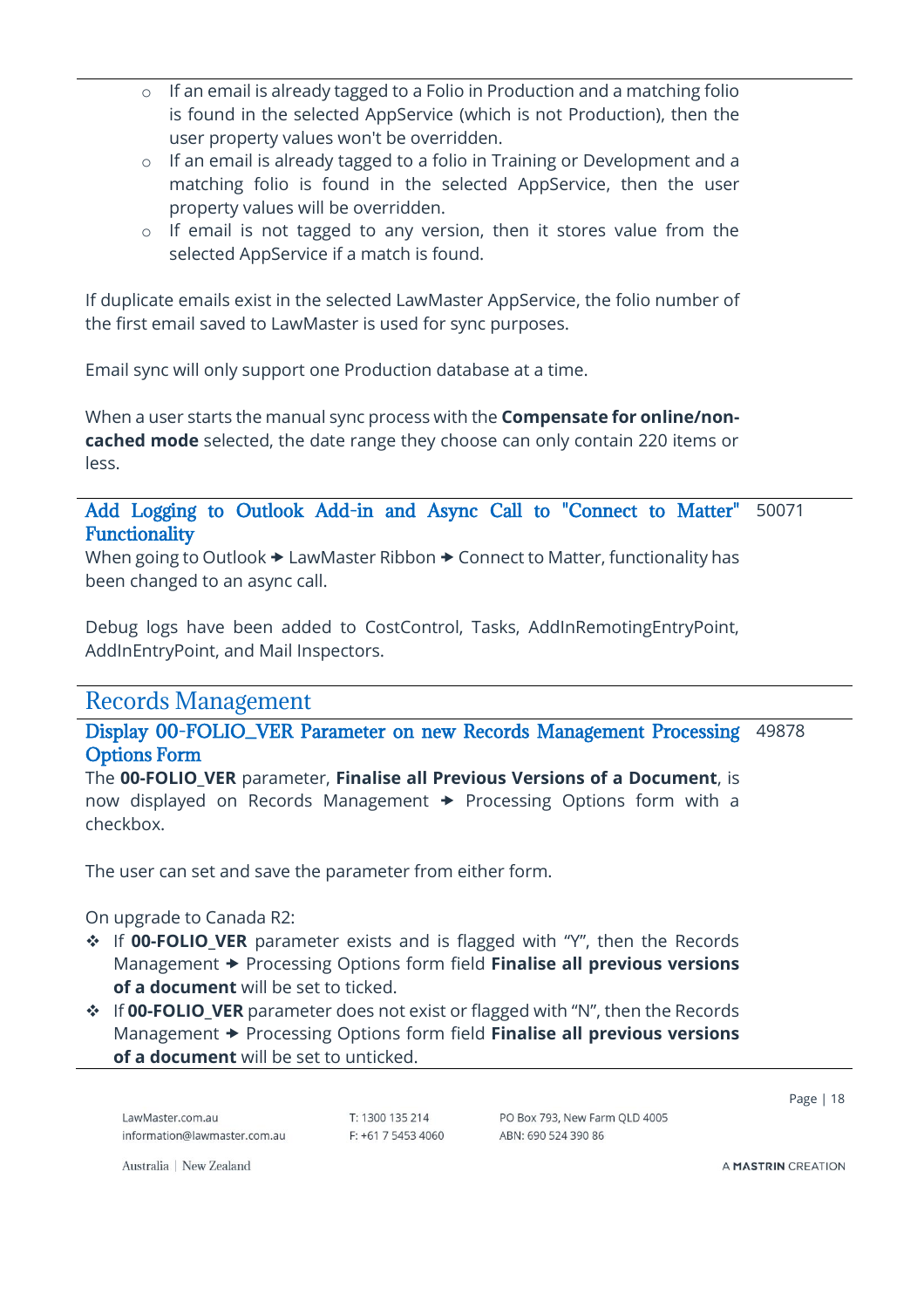- If an email is already tagged to a Folio in Production and a matching folio is found in the selected AppService (which is not Production), then the user property values won't be overridden.
- If an email is already tagged to a folio in Training or Development and a matching folio is found in the selected AppService, then the user property values will be overridden.
- If email is not tagged to any version, then it stores value from the selected AppService if a match is found.

If duplicate emails exist in the selected LawMaster AppService, the folio number of the first email saved to LawMaster is used for sync purposes.

Email sync will only support one Production database at a time.

When a user starts the manual sync process with the **Compensate for online/non-cached mode** selected, the date range they choose can only contain 220 items or less.

### Add Logging to Outlook Add-in and Async Call to "Connect to Matter" Functionality — 50071

When going to Outlook ➔ LawMaster Ribbon ➔ Connect to Matter, functionality has been changed to an async call.

Debug logs have been added to CostControl, Tasks, AddInRemotingEntryPoint, AddInEntryPoint, and Mail Inspectors.

## Records Management

### Display 00-FOLIO_VER Parameter on new Records Management Processing Options Form — 49878

The **00-FOLIO_VER** parameter, **Finalise all Previous Versions of a Document**, is now displayed on Records Management ➔ Processing Options form with a checkbox.

The user can set and save the parameter from either form.

On upgrade to Canada R2:

- If **00-FOLIO_VER** parameter exists and is flagged with "Y", then the Records Management ➔ Processing Options form field **Finalise all previous versions of a document** will be set to ticked.
- If **00-FOLIO_VER** parameter does not exist or flagged with "N", then the Records Management ➔ Processing Options form field **Finalise all previous versions of a document** will be set to unticked.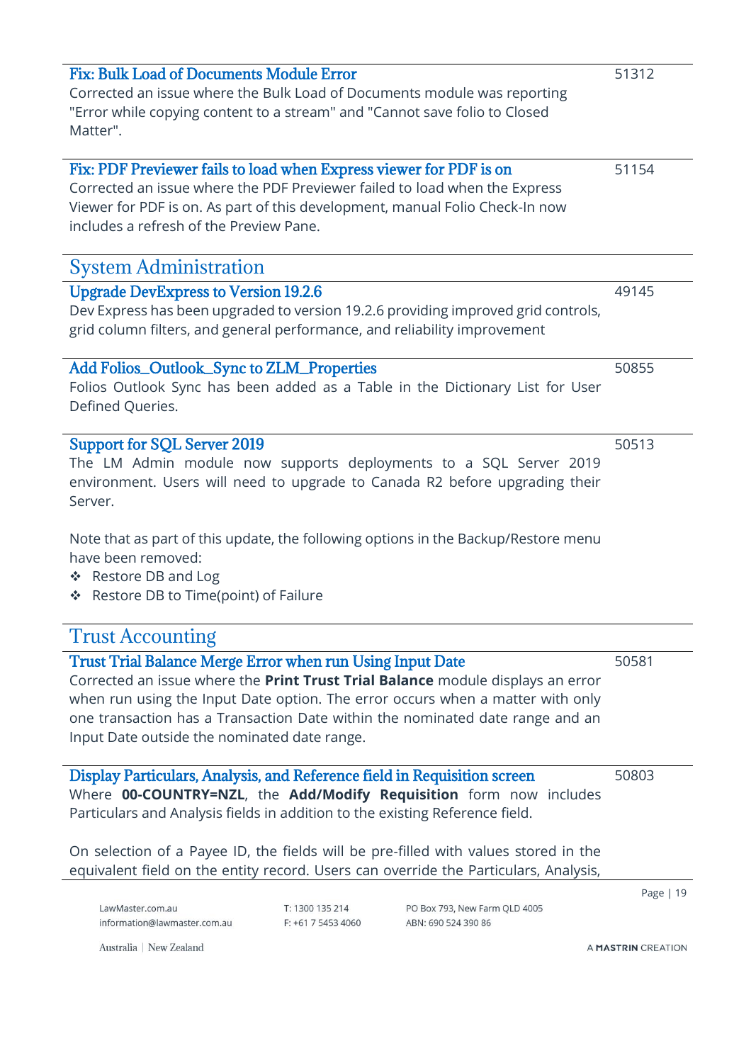### Fix: Bulk Load of Documents Module Error

51312

Corrected an issue where the Bulk Load of Documents module was reporting "Error while copying content to a stream" and "Cannot save folio to Closed Matter".

### Fix: PDF Previewer fails to load when Express viewer for PDF is on

51154

Corrected an issue where the PDF Previewer failed to load when the Express Viewer for PDF is on. As part of this development, manual Folio Check-In now includes a refresh of the Preview Pane.

## System Administration

### Upgrade DevExpress to Version 19.2.6

49145

Dev Express has been upgraded to version 19.2.6 providing improved grid controls, grid column filters, and general performance, and reliability improvement

### Add Folios_Outlook_Sync to ZLM_Properties

50855

Folios Outlook Sync has been added as a Table in the Dictionary List for User Defined Queries.

### Support for SQL Server 2019

50513

The LM Admin module now supports deployments to a SQL Server 2019 environment. Users will need to upgrade to Canada R2 before upgrading their Server.

Note that as part of this update, the following options in the Backup/Restore menu have been removed:

- Restore DB and Log
- Restore DB to Time(point) of Failure

## Trust Accounting

### Trust Trial Balance Merge Error when run Using Input Date

50581

Corrected an issue where the **Print Trust Trial Balance** module displays an error when run using the Input Date option. The error occurs when a matter with only one transaction has a Transaction Date within the nominated date range and an Input Date outside the nominated date range.

### Display Particulars, Analysis, and Reference field in Requisition screen

50803

Where **00-COUNTRY=NZL**, the **Add/Modify Requisition** form now includes Particulars and Analysis fields in addition to the existing Reference field.

On selection of a Payee ID, the fields will be pre-filled with values stored in the equivalent field on the entity record. Users can override the Particulars, Analysis,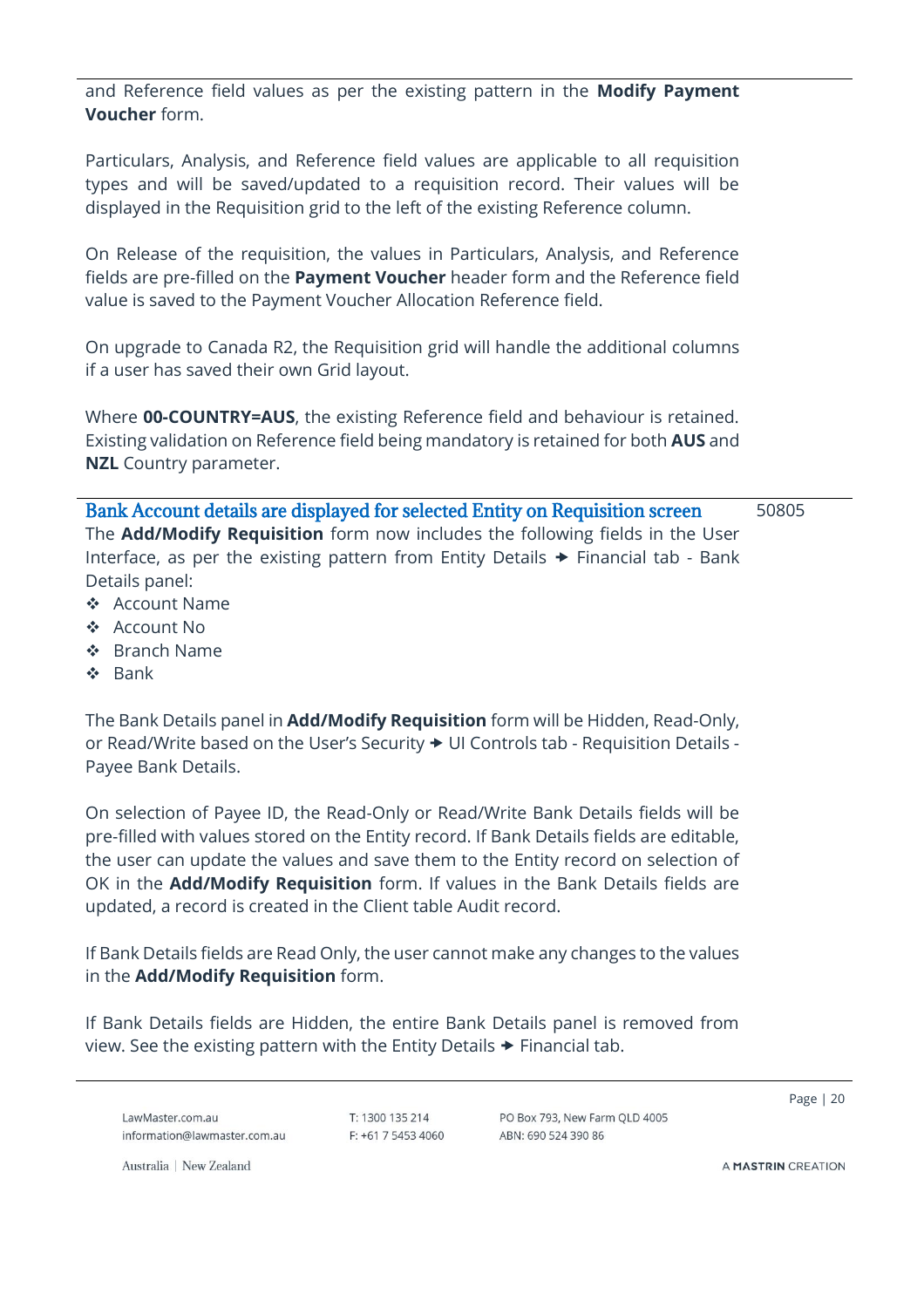and Reference field values as per the existing pattern in the **Modify Payment Voucher** form.

Particulars, Analysis, and Reference field values are applicable to all requisition types and will be saved/updated to a requisition record. Their values will be displayed in the Requisition grid to the left of the existing Reference column.

On Release of the requisition, the values in Particulars, Analysis, and Reference fields are pre-filled on the **Payment Voucher** header form and the Reference field value is saved to the Payment Voucher Allocation Reference field.

On upgrade to Canada R2, the Requisition grid will handle the additional columns if a user has saved their own Grid layout.

Where **00-COUNTRY=AUS**, the existing Reference field and behaviour is retained. Existing validation on Reference field being mandatory is retained for both **AUS** and **NZL** Country parameter.

### Bank Account details are displayed for selected Entity on Requisition screen — 50805

The **Add/Modify Requisition** form now includes the following fields in the User Interface, as per the existing pattern from Entity Details → Financial tab - Bank Details panel:

- Account Name
- Account No
- Branch Name
- Bank

The Bank Details panel in **Add/Modify Requisition** form will be Hidden, Read-Only, or Read/Write based on the User's Security → UI Controls tab - Requisition Details - Payee Bank Details.

On selection of Payee ID, the Read-Only or Read/Write Bank Details fields will be pre-filled with values stored on the Entity record. If Bank Details fields are editable, the user can update the values and save them to the Entity record on selection of OK in the **Add/Modify Requisition** form. If values in the Bank Details fields are updated, a record is created in the Client table Audit record.

If Bank Details fields are Read Only, the user cannot make any changes to the values in the **Add/Modify Requisition** form.

If Bank Details fields are Hidden, the entire Bank Details panel is removed from view. See the existing pattern with the Entity Details → Financial tab.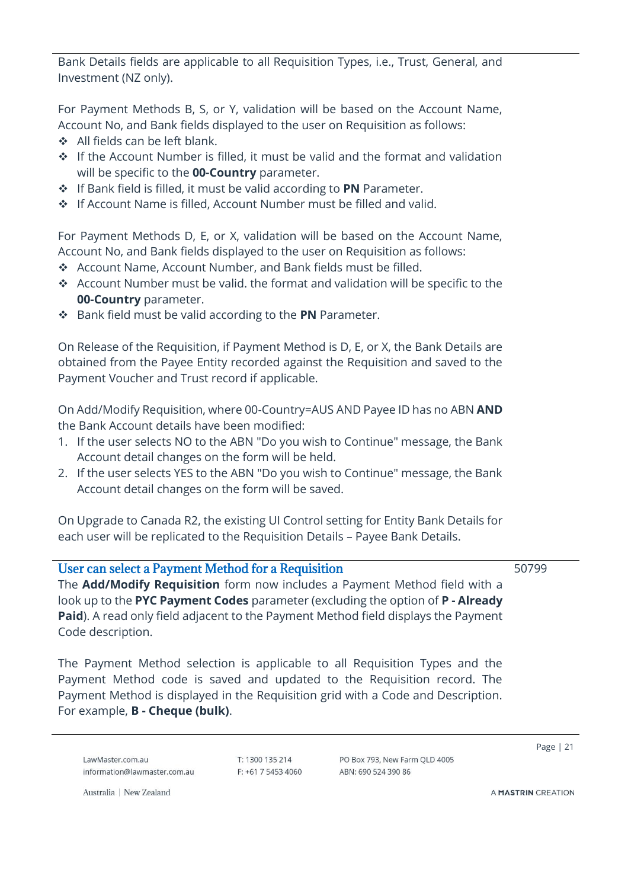Bank Details fields are applicable to all Requisition Types, i.e., Trust, General, and Investment (NZ only).

For Payment Methods B, S, or Y, validation will be based on the Account Name, Account No, and Bank fields displayed to the user on Requisition as follows:

- All fields can be left blank.
- If the Account Number is filled, it must be valid and the format and validation will be specific to the **00-Country** parameter.
- If Bank field is filled, it must be valid according to **PN** Parameter.
- If Account Name is filled, Account Number must be filled and valid.

For Payment Methods D, E, or X, validation will be based on the Account Name, Account No, and Bank fields displayed to the user on Requisition as follows:

- Account Name, Account Number, and Bank fields must be filled.
- Account Number must be valid. the format and validation will be specific to the **00-Country** parameter.
- Bank field must be valid according to the **PN** Parameter.

On Release of the Requisition, if Payment Method is D, E, or X, the Bank Details are obtained from the Payee Entity recorded against the Requisition and saved to the Payment Voucher and Trust record if applicable.

On Add/Modify Requisition, where 00-Country=AUS AND Payee ID has no ABN **AND** the Bank Account details have been modified:

1. If the user selects NO to the ABN "Do you wish to Continue" message, the Bank Account detail changes on the form will be held.
2. If the user selects YES to the ABN "Do you wish to Continue" message, the Bank Account detail changes on the form will be saved.

On Upgrade to Canada R2, the existing UI Control setting for Entity Bank Details for each user will be replicated to the Requisition Details – Payee Bank Details.

## User can select a Payment Method for a Requisition

50799

The **Add/Modify Requisition** form now includes a Payment Method field with a look up to the **PYC Payment Codes** parameter (excluding the option of **P - Already Paid**). A read only field adjacent to the Payment Method field displays the Payment Code description.

The Payment Method selection is applicable to all Requisition Types and the Payment Method code is saved and updated to the Requisition record. The Payment Method is displayed in the Requisition grid with a Code and Description. For example, **B - Cheque (bulk)**.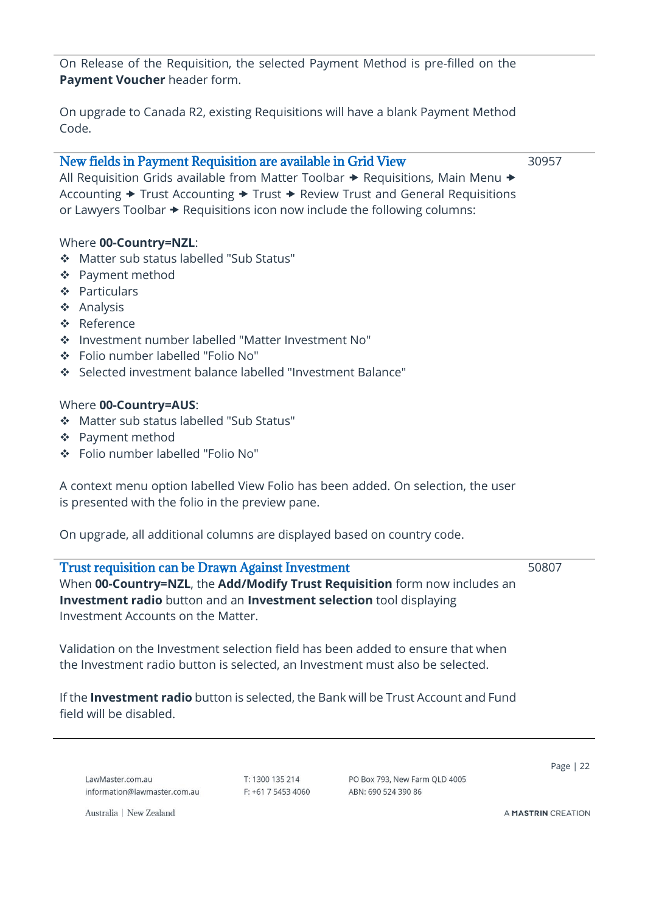On Release of the Requisition, the selected Payment Method is pre-filled on the **Payment Voucher** header form.

On upgrade to Canada R2, existing Requisitions will have a blank Payment Method Code.

### New fields in Payment Requisition are available in Grid View

30957

All Requisition Grids available from Matter Toolbar → Requisitions, Main Menu → Accounting → Trust Accounting → Trust → Review Trust and General Requisitions or Lawyers Toolbar → Requisitions icon now include the following columns:

Where **00-Country=NZL**:

- Matter sub status labelled "Sub Status"
- Payment method
- Particulars
- Analysis
- Reference
- Investment number labelled "Matter Investment No"
- Folio number labelled "Folio No"
- Selected investment balance labelled "Investment Balance"

Where **00-Country=AUS**:

- Matter sub status labelled "Sub Status"
- Payment method
- Folio number labelled "Folio No"

A context menu option labelled View Folio has been added. On selection, the user is presented with the folio in the preview pane.

On upgrade, all additional columns are displayed based on country code.

### Trust requisition can be Drawn Against Investment

50807

When **00-Country=NZL**, the **Add/Modify Trust Requisition** form now includes an **Investment radio** button and an **Investment selection** tool displaying Investment Accounts on the Matter.

Validation on the Investment selection field has been added to ensure that when the Investment radio button is selected, an Investment must also be selected.

If the **Investment radio** button is selected, the Bank will be Trust Account and Fund field will be disabled.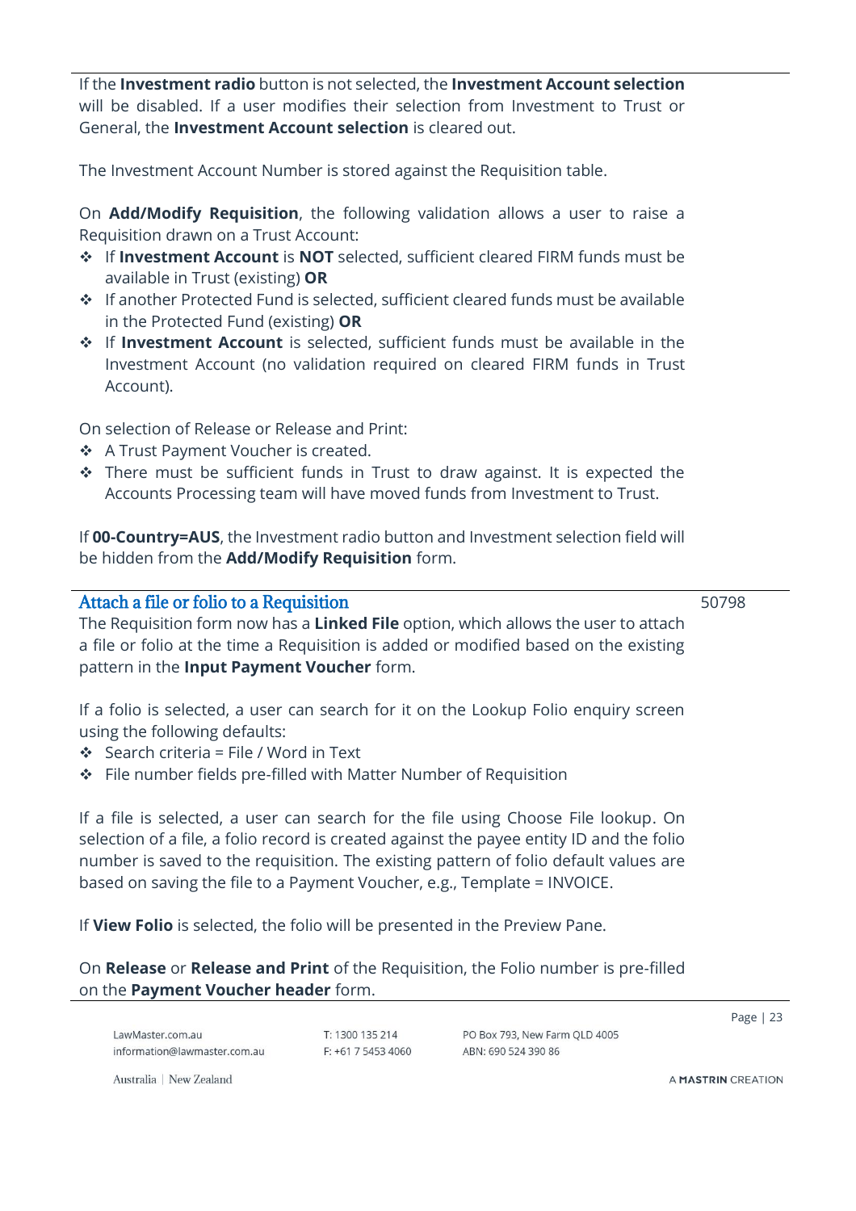If the **Investment radio** button is not selected, the **Investment Account selection** will be disabled. If a user modifies their selection from Investment to Trust or General, the **Investment Account selection** is cleared out.

The Investment Account Number is stored against the Requisition table.

On **Add/Modify Requisition**, the following validation allows a user to raise a Requisition drawn on a Trust Account:

- If **Investment Account** is **NOT** selected, sufficient cleared FIRM funds must be available in Trust (existing) **OR**
- If another Protected Fund is selected, sufficient cleared funds must be available in the Protected Fund (existing) **OR**
- If **Investment Account** is selected, sufficient funds must be available in the Investment Account (no validation required on cleared FIRM funds in Trust Account).

On selection of Release or Release and Print:

- A Trust Payment Voucher is created.
- There must be sufficient funds in Trust to draw against. It is expected the Accounts Processing team will have moved funds from Investment to Trust.

If **00-Country=AUS**, the Investment radio button and Investment selection field will be hidden from the **Add/Modify Requisition** form.

## Attach a file or folio to a Requisition

50798

The Requisition form now has a **Linked File** option, which allows the user to attach a file or folio at the time a Requisition is added or modified based on the existing pattern in the **Input Payment Voucher** form.

If a folio is selected, a user can search for it on the Lookup Folio enquiry screen using the following defaults:

- Search criteria = File / Word in Text
- File number fields pre-filled with Matter Number of Requisition

If a file is selected, a user can search for the file using Choose File lookup. On selection of a file, a folio record is created against the payee entity ID and the folio number is saved to the requisition. The existing pattern of folio default values are based on saving the file to a Payment Voucher, e.g., Template = INVOICE.

If **View Folio** is selected, the folio will be presented in the Preview Pane.

On **Release** or **Release and Print** of the Requisition, the Folio number is pre-filled on the **Payment Voucher header** form.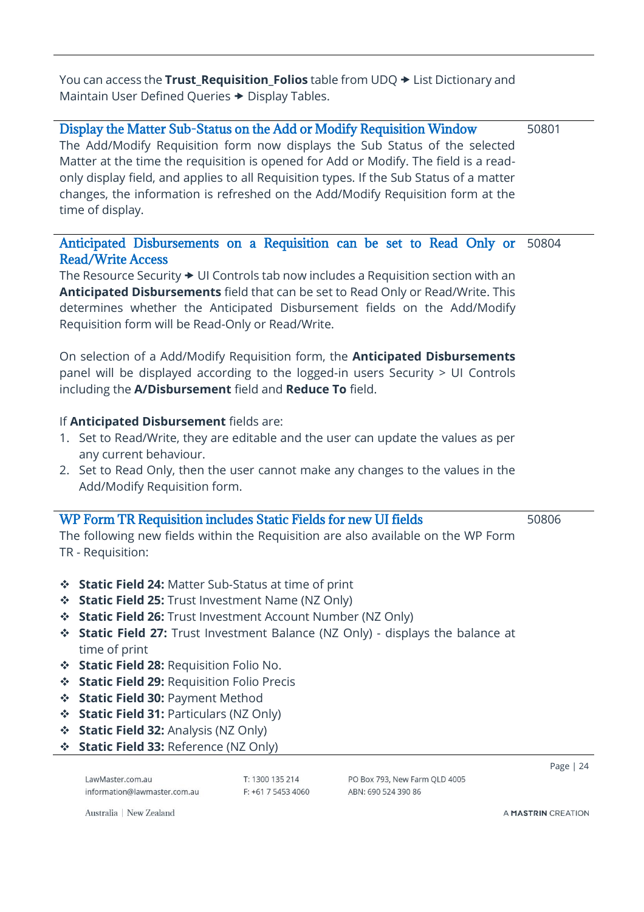You can access the **Trust_Requisition_Folios** table from UDQ → List Dictionary and Maintain User Defined Queries → Display Tables.

## Display the Matter Sub-Status on the Add or Modify Requisition Window

50801

The Add/Modify Requisition form now displays the Sub Status of the selected Matter at the time the requisition is opened for Add or Modify. The field is a read-only display field, and applies to all Requisition types. If the Sub Status of a matter changes, the information is refreshed on the Add/Modify Requisition form at the time of display.

## Anticipated Disbursements on a Requisition can be set to Read Only or Read/Write Access

50804

The Resource Security → UI Controls tab now includes a Requisition section with an **Anticipated Disbursements** field that can be set to Read Only or Read/Write. This determines whether the Anticipated Disbursement fields on the Add/Modify Requisition form will be Read-Only or Read/Write.

On selection of a Add/Modify Requisition form, the **Anticipated Disbursements** panel will be displayed according to the logged-in users Security > UI Controls including the **A/Disbursement** field and **Reduce To** field.

If **Anticipated Disbursement** fields are:

1. Set to Read/Write, they are editable and the user can update the values as per any current behaviour.
2. Set to Read Only, then the user cannot make any changes to the values in the Add/Modify Requisition form.

## WP Form TR Requisition includes Static Fields for new UI fields

50806

The following new fields within the Requisition are also available on the WP Form TR - Requisition:

- **Static Field 24:** Matter Sub-Status at time of print
- **Static Field 25:** Trust Investment Name (NZ Only)
- **Static Field 26:** Trust Investment Account Number (NZ Only)
- **Static Field 27:** Trust Investment Balance (NZ Only) - displays the balance at time of print
- **Static Field 28:** Requisition Folio No.
- **Static Field 29:** Requisition Folio Precis
- **Static Field 30:** Payment Method
- **Static Field 31:** Particulars (NZ Only)
- **Static Field 32:** Analysis (NZ Only)
- **Static Field 33:** Reference (NZ Only)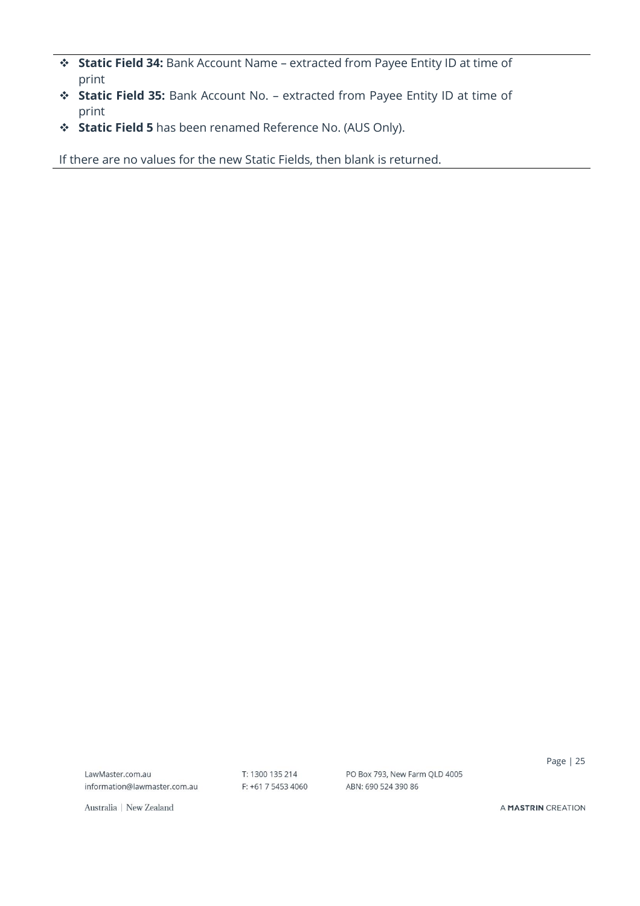- **Static Field 34:** Bank Account Name – extracted from Payee Entity ID at time of print
- **Static Field 35:** Bank Account No. – extracted from Payee Entity ID at time of print
- **Static Field 5** has been renamed Reference No. (AUS Only).

If there are no values for the new Static Fields, then blank is returned.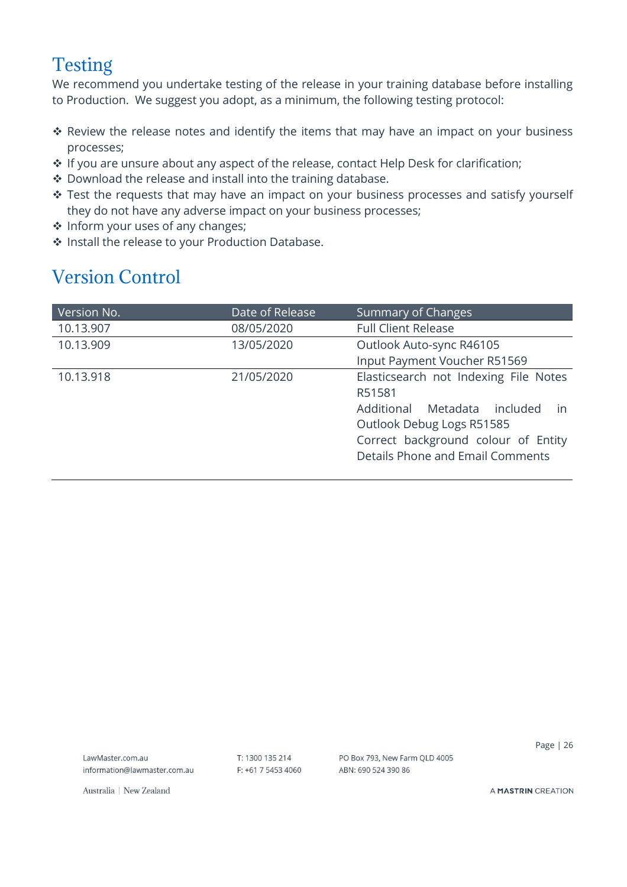## Testing

We recommend you undertake testing of the release in your training database before installing to Production. We suggest you adopt, as a minimum, the following testing protocol:

- Review the release notes and identify the items that may have an impact on your business processes;
- If you are unsure about any aspect of the release, contact Help Desk for clarification;
- Download the release and install into the training database.
- Test the requests that may have an impact on your business processes and satisfy yourself they do not have any adverse impact on your business processes;
- Inform your uses of any changes;
- Install the release to your Production Database.

## Version Control

| Version No. | Date of Release | Summary of Changes |
| --- | --- | --- |
| 10.13.907 | 08/05/2020 | Full Client Release |
| 10.13.909 | 13/05/2020 | Outlook Auto-sync R46105<br>Input Payment Voucher R51569 |
| 10.13.918 | 21/05/2020 | Elasticsearch not Indexing File Notes R51581<br>Additional Metadata included in Outlook Debug Logs R51585<br>Correct background colour of Entity Details Phone and Email Comments |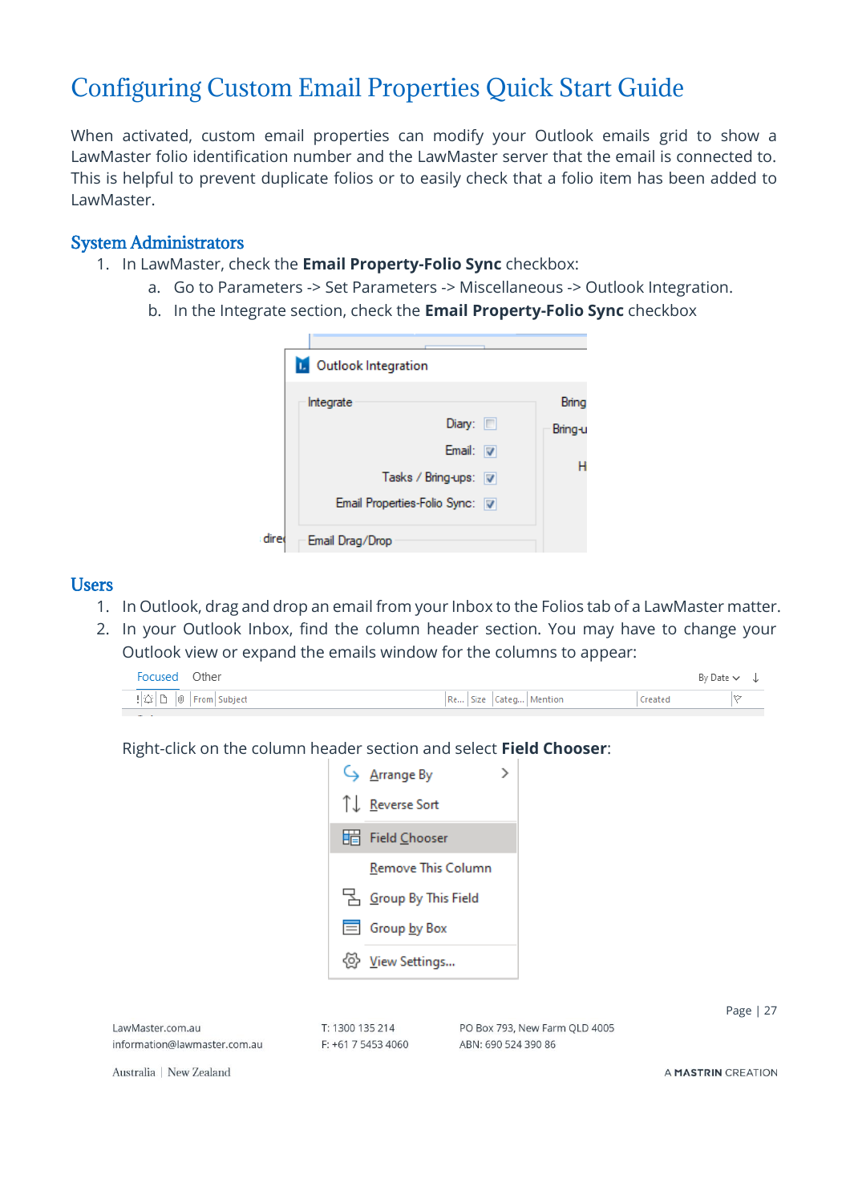# Configuring Custom Email Properties Quick Start Guide

When activated, custom email properties can modify your Outlook emails grid to show a LawMaster folio identification number and the LawMaster server that the email is connected to. This is helpful to prevent duplicate folios or to easily check that a folio item has been added to LawMaster.

## System Administrators

1. In LawMaster, check the **Email Property-Folio Sync** checkbox:
    a. Go to Parameters -> Set Parameters -> Miscellaneous -> Outlook Integration.
    b. In the Integrate section, check the **Email Property-Folio Sync** checkbox

## Users

1. In Outlook, drag and drop an email from your Inbox to the Folios tab of a LawMaster matter.
2. In your Outlook Inbox, find the column header section. You may have to change your Outlook view or expand the emails window for the columns to appear:

   Right-click on the column header section and select **Field Chooser**: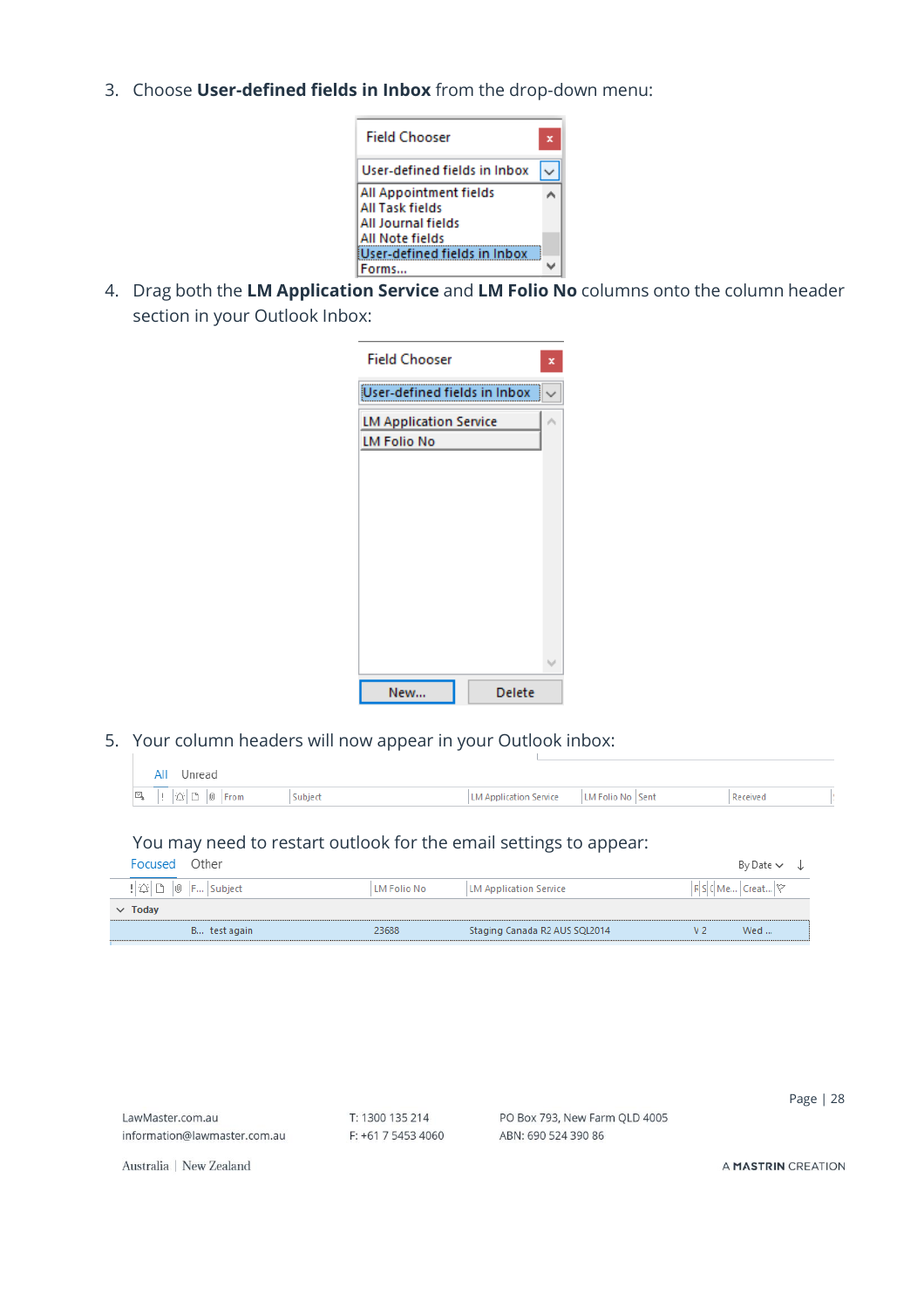3. Choose **User-defined fields in Inbox** from the drop-down menu:

4. Drag both the **LM Application Service** and **LM Folio No** columns onto the column header section in your Outlook Inbox:

5. Your column headers will now appear in your Outlook inbox:

You may need to restart outlook for the email settings to appear: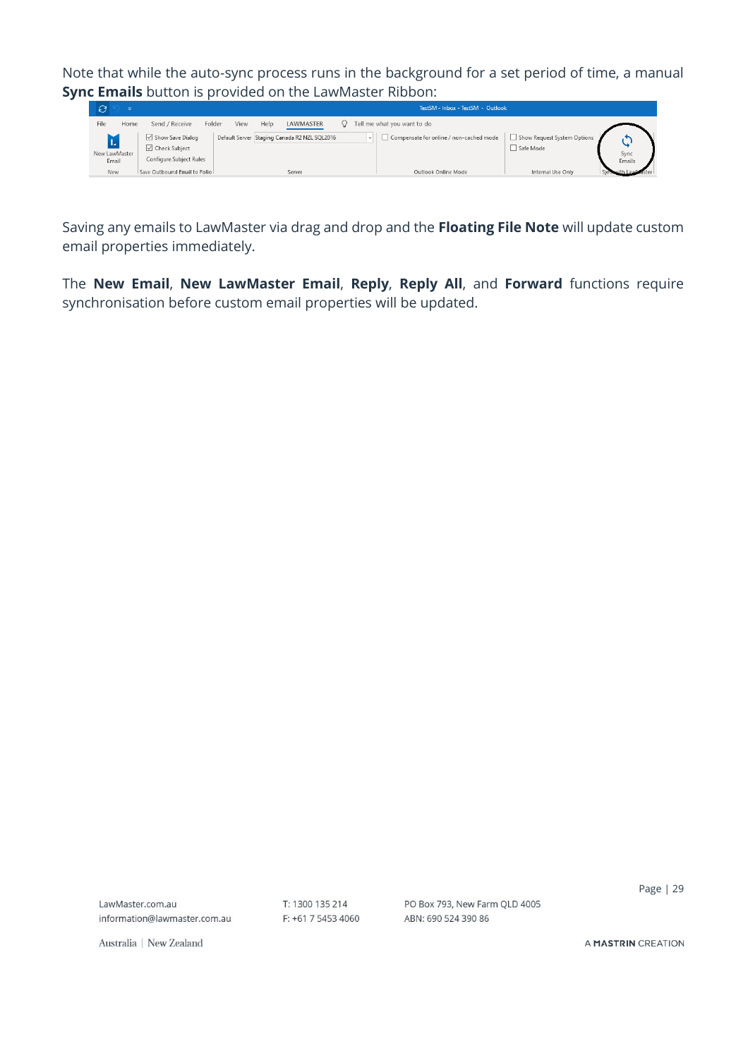Note that while the auto-sync process runs in the background for a set period of time, a manual **Sync Emails** button is provided on the LawMaster Ribbon:

Saving any emails to LawMaster via drag and drop and the **Floating File Note** will update custom email properties immediately.

The **New Email**, **New LawMaster Email**, **Reply**, **Reply All**, and **Forward** functions require synchronisation before custom email properties will be updated.